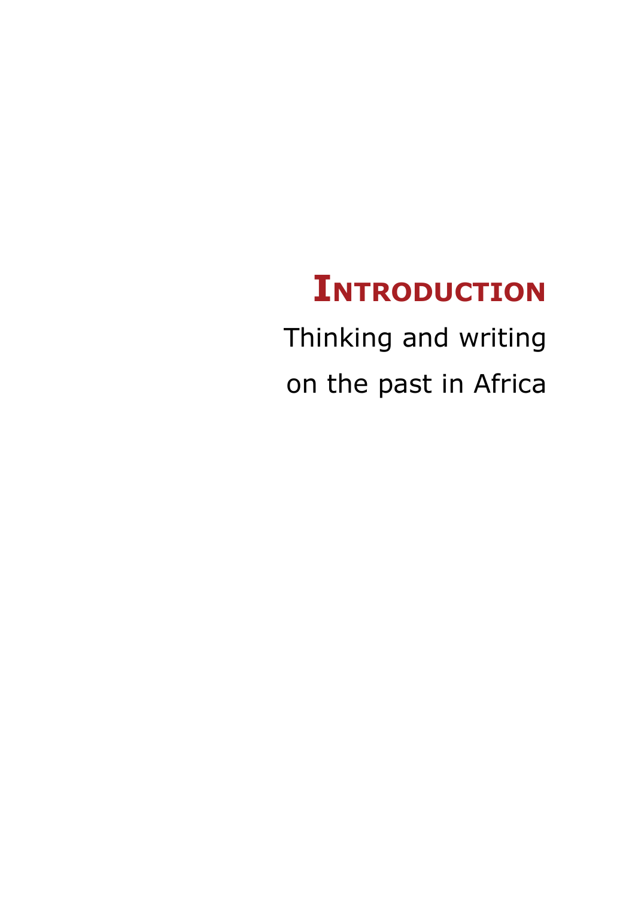# Introduction

## Thinking and writing on the past in Africa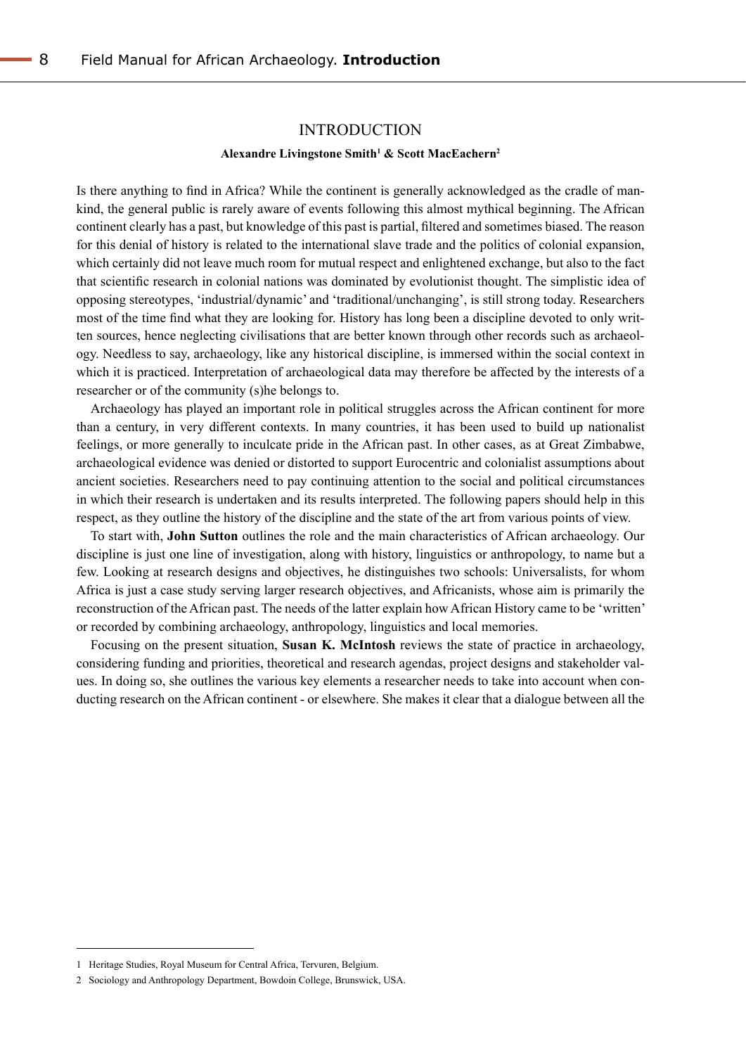# INTRODUCTION

**Alexandre Livingstone Smith[1] & Scott MacEachern[2]**

Is there anything to find in Africa? While the continent is generally acknowledged as the cradle of mankind, the general public is rarely aware of events following this almost mythical beginning. The African continent clearly has a past, but knowledge of this past is partial, filtered and sometimes biased. The reason for this denial of history is related to the international slave trade and the politics of colonial expansion, which certainly did not leave much room for mutual respect and enlightened exchange, but also to the fact that scientific research in colonial nations was dominated by evolutionist thought. The simplistic idea of opposing stereotypes, 'industrial/dynamic' and 'traditional/unchanging', is still strong today. Researchers most of the time find what they are looking for. History has long been a discipline devoted to only written sources, hence neglecting civilisations that are better known through other records such as archaeology. Needless to say, archaeology, like any historical discipline, is immersed within the social context in which it is practiced. Interpretation of archaeological data may therefore be affected by the interests of a researcher or of the community (s)he belongs to.

Archaeology has played an important role in political struggles across the African continent for more than a century, in very different contexts. In many countries, it has been used to build up nationalist feelings, or more generally to inculcate pride in the African past. In other cases, as at Great Zimbabwe, archaeological evidence was denied or distorted to support Eurocentric and colonialist assumptions about ancient societies. Researchers need to pay continuing attention to the social and political circumstances in which their research is undertaken and its results interpreted. The following papers should help in this respect, as they outline the history of the discipline and the state of the art from various points of view.

To start with, **John Sutton** outlines the role and the main characteristics of African archaeology. Our discipline is just one line of investigation, along with history, linguistics or anthropology, to name but a few. Looking at research designs and objectives, he distinguishes two schools: Universalists, for whom Africa is just a case study serving larger research objectives, and Africanists, whose aim is primarily the reconstruction of the African past. The needs of the latter explain how African History came to be 'written' or recorded by combining archaeology, anthropology, linguistics and local memories.

Focusing on the present situation, **Susan K. McIntosh** reviews the state of practice in archaeology, considering funding and priorities, theoretical and research agendas, project designs and stakeholder values. In doing so, she outlines the various key elements a researcher needs to take into account when conducting research on the African continent - or elsewhere. She makes it clear that a dialogue between all the

---

1 Heritage Studies, Royal Museum for Central Africa, Tervuren, Belgium.

2 Sociology and Anthropology Department, Bowdoin College, Brunswick, USA.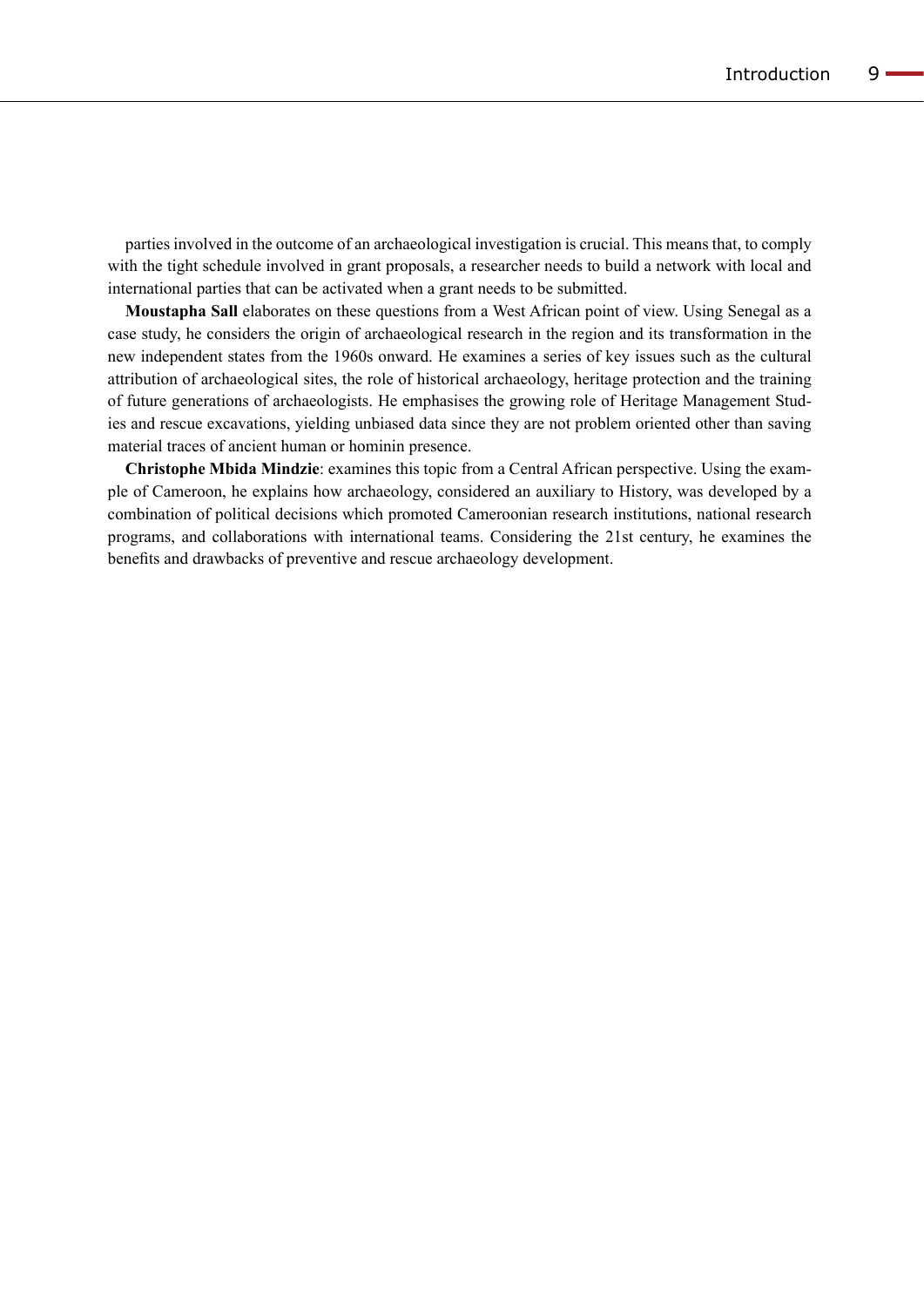parties involved in the outcome of an archaeological investigation is crucial. This means that, to comply with the tight schedule involved in grant proposals, a researcher needs to build a network with local and international parties that can be activated when a grant needs to be submitted.

**Moustapha Sall** elaborates on these questions from a West African point of view. Using Senegal as a case study, he considers the origin of archaeological research in the region and its transformation in the new independent states from the 1960s onward. He examines a series of key issues such as the cultural attribution of archaeological sites, the role of historical archaeology, heritage protection and the training of future generations of archaeologists. He emphasises the growing role of Heritage Management Studies and rescue excavations, yielding unbiased data since they are not problem oriented other than saving material traces of ancient human or hominin presence.

**Christophe Mbida Mindzie**: examines this topic from a Central African perspective. Using the example of Cameroon, he explains how archaeology, considered an auxiliary to History, was developed by a combination of political decisions which promoted Cameroonian research institutions, national research programs, and collaborations with international teams. Considering the 21st century, he examines the benefits and drawbacks of preventive and rescue archaeology development.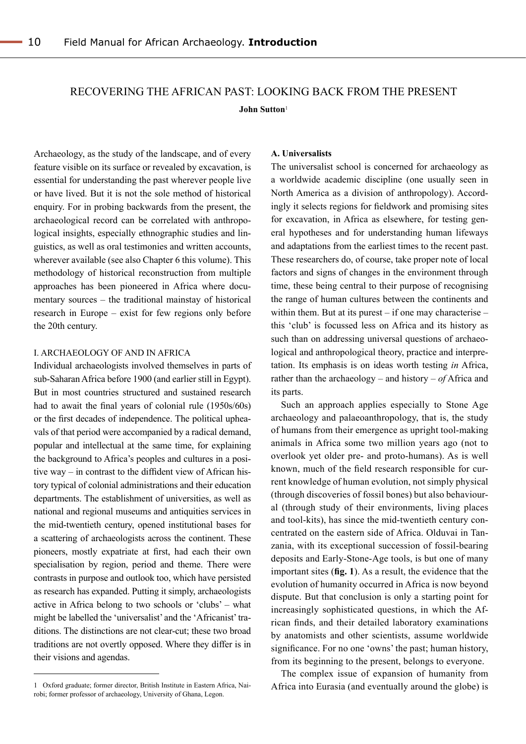# RECOVERING THE AFRICAN PAST: LOOKING BACK FROM THE PRESENT

**John Sutton**[1]

Archaeology, as the study of the landscape, and of every feature visible on its surface or revealed by excavation, is essential for understanding the past wherever people live or have lived. But it is not the sole method of historical enquiry. For in probing backwards from the present, the archaeological record can be correlated with anthropological insights, especially ethnographic studies and linguistics, as well as oral testimonies and written accounts, wherever available (see also Chapter 6 this volume). This methodology of historical reconstruction from multiple approaches has been pioneered in Africa where documentary sources – the traditional mainstay of historical research in Europe – exist for few regions only before the 20th century.

## I. ARCHAEOLOGY OF AND IN AFRICA

Individual archaeologists involved themselves in parts of sub-Saharan Africa before 1900 (and earlier still in Egypt). But in most countries structured and sustained research had to await the final years of colonial rule (1950s/60s) or the first decades of independence. The political upheavals of that period were accompanied by a radical demand, popular and intellectual at the same time, for explaining the background to Africa's peoples and cultures in a positive way – in contrast to the diffident view of African history typical of colonial administrations and their education departments. The establishment of universities, as well as national and regional museums and antiquities services in the mid-twentieth century, opened institutional bases for a scattering of archaeologists across the continent. These pioneers, mostly expatriate at first, had each their own specialisation by region, period and theme. There were contrasts in purpose and outlook too, which have persisted as research has expanded. Putting it simply, archaeologists active in Africa belong to two schools or 'clubs' – what might be labelled the 'universalist' and the 'Africanist' traditions. The distinctions are not clear-cut; these two broad traditions are not overtly opposed. Where they differ is in their visions and agendas.

### A. Universalists

The universalist school is concerned for archaeology as a worldwide academic discipline (one usually seen in North America as a division of anthropology). Accordingly it selects regions for fieldwork and promising sites for excavation, in Africa as elsewhere, for testing general hypotheses and for understanding human lifeways and adaptations from the earliest times to the recent past. These researchers do, of course, take proper note of local factors and signs of changes in the environment through time, these being central to their purpose of recognising the range of human cultures between the continents and within them. But at its purest – if one may characterise – this 'club' is focussed less on Africa and its history as such than on addressing universal questions of archaeological and anthropological theory, practice and interpretation. Its emphasis is on ideas worth testing *in* Africa, rather than the archaeology – and history – *of* Africa and its parts.

Such an approach applies especially to Stone Age archaeology and palaeoanthropology, that is, the study of humans from their emergence as upright tool-making animals in Africa some two million years ago (not to overlook yet older pre- and proto-humans). As is well known, much of the field research responsible for current knowledge of human evolution, not simply physical (through discoveries of fossil bones) but also behavioural (through study of their environments, living places and tool-kits), has since the mid-twentieth century concentrated on the eastern side of Africa. Olduvai in Tanzania, with its exceptional succession of fossil-bearing deposits and Early-Stone-Age tools, is but one of many important sites (**fig. 1**). As a result, the evidence that the evolution of humanity occurred in Africa is now beyond dispute. But that conclusion is only a starting point for increasingly sophisticated questions, in which the African finds, and their detailed laboratory examinations by anatomists and other scientists, assume worldwide significance. For no one 'owns' the past; human history, from its beginning to the present, belongs to everyone.

The complex issue of expansion of humanity from Africa into Eurasia (and eventually around the globe) is

---

[1] Oxford graduate; former director, British Institute in Eastern Africa, Nairobi; former professor of archaeology, University of Ghana, Legon.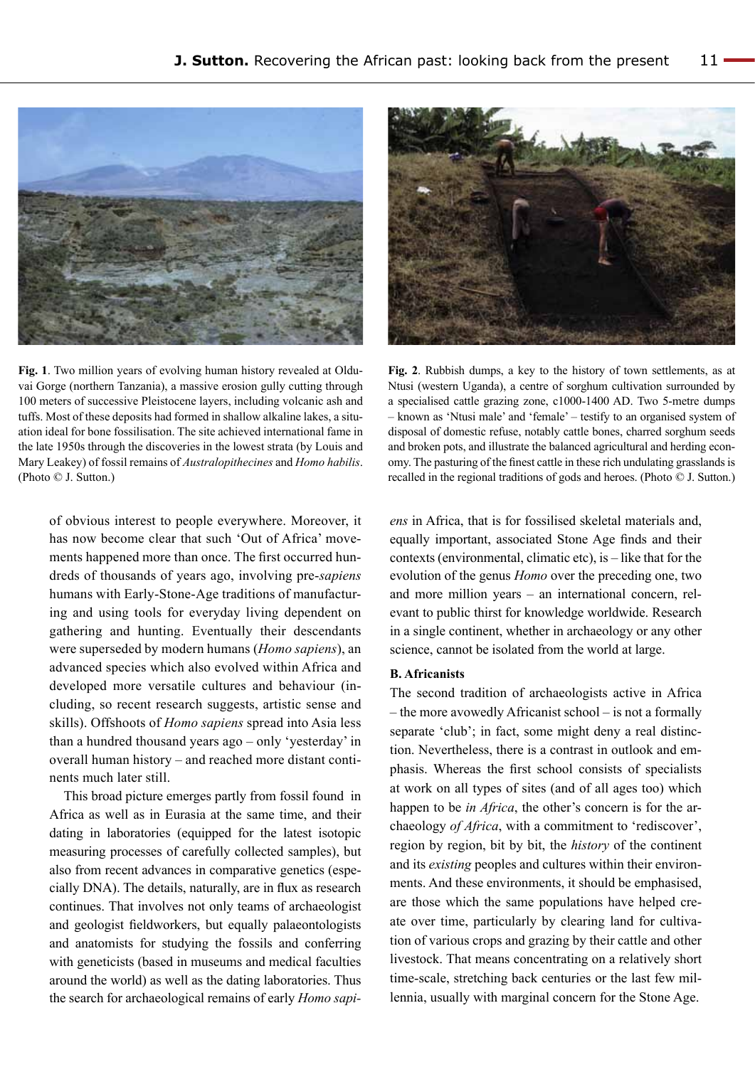**Fig. 1**. Two million years of evolving human history revealed at Olduvai Gorge (northern Tanzania), a massive erosion gully cutting through 100 meters of successive Pleistocene layers, including volcanic ash and tuffs. Most of these deposits had formed in shallow alkaline lakes, a situation ideal for bone fossilisation. The site achieved international fame in the late 1950s through the discoveries in the lowest strata (by Louis and Mary Leakey) of fossil remains of *Australopithecines* and *Homo habilis*. (Photo © J. Sutton.)

**Fig. 2**. Rubbish dumps, a key to the history of town settlements, as at Ntusi (western Uganda), a centre of sorghum cultivation surrounded by a specialised cattle grazing zone, c1000-1400 AD. Two 5-metre dumps – known as 'Ntusi male' and 'female' – testify to an organised system of disposal of domestic refuse, notably cattle bones, charred sorghum seeds and broken pots, and illustrate the balanced agricultural and herding economy. The pasturing of the finest cattle in these rich undulating grasslands is recalled in the regional traditions of gods and heroes. (Photo © J. Sutton.)

of obvious interest to people everywhere. Moreover, it has now become clear that such 'Out of Africa' movements happened more than once. The first occurred hundreds of thousands of years ago, involving pre-*sapiens* humans with Early-Stone-Age traditions of manufacturing and using tools for everyday living dependent on gathering and hunting. Eventually their descendants were superseded by modern humans (*Homo sapiens*), an advanced species which also evolved within Africa and developed more versatile cultures and behaviour (including, so recent research suggests, artistic sense and skills). Offshoots of *Homo sapiens* spread into Asia less than a hundred thousand years ago – only 'yesterday' in overall human history – and reached more distant continents much later still.

This broad picture emerges partly from fossil found in Africa as well as in Eurasia at the same time, and their dating in laboratories (equipped for the latest isotopic measuring processes of carefully collected samples), but also from recent advances in comparative genetics (especially DNA). The details, naturally, are in flux as research continues. That involves not only teams of archaeologist and geologist fieldworkers, but equally palaeontologists and anatomists for studying the fossils and conferring with geneticists (based in museums and medical faculties around the world) as well as the dating laboratories. Thus the search for archaeological remains of early *Homo sapiens* in Africa, that is for fossilised skeletal materials and, equally important, associated Stone Age finds and their contexts (environmental, climatic etc), is – like that for the evolution of the genus *Homo* over the preceding one, two and more million years – an international concern, relevant to public thirst for knowledge worldwide. Research in a single continent, whether in archaeology or any other science, cannot be isolated from the world at large.

**B. Africanists**

The second tradition of archaeologists active in Africa – the more avowedly Africanist school – is not a formally separate 'club'; in fact, some might deny a real distinction. Nevertheless, there is a contrast in outlook and emphasis. Whereas the first school consists of specialists at work on all types of sites (and of all ages too) which happen to be *in Africa*, the other's concern is for the archaeology *of Africa*, with a commitment to 'rediscover', region by region, bit by bit, the *history* of the continent and its *existing* peoples and cultures within their environments. And these environments, it should be emphasised, are those which the same populations have helped create over time, particularly by clearing land for cultivation of various crops and grazing by their cattle and other livestock. That means concentrating on a relatively short time-scale, stretching back centuries or the last few millennia, usually with marginal concern for the Stone Age.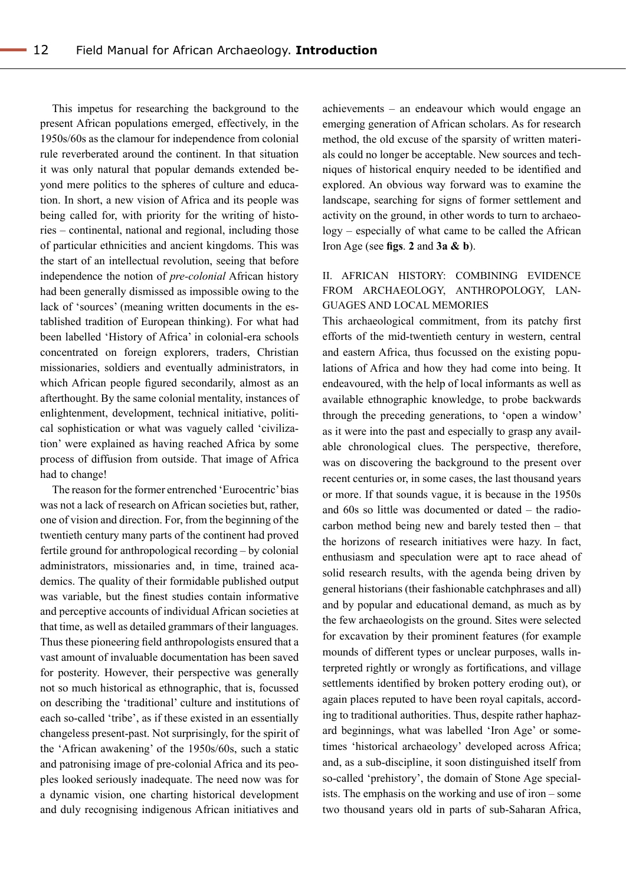This impetus for researching the background to the present African populations emerged, effectively, in the 1950s/60s as the clamour for independence from colonial rule reverberated around the continent. In that situation it was only natural that popular demands extended beyond mere politics to the spheres of culture and education. In short, a new vision of Africa and its people was being called for, with priority for the writing of histories – continental, national and regional, including those of particular ethnicities and ancient kingdoms. This was the start of an intellectual revolution, seeing that before independence the notion of *pre-colonial* African history had been generally dismissed as impossible owing to the lack of 'sources' (meaning written documents in the established tradition of European thinking). For what had been labelled 'History of Africa' in colonial-era schools concentrated on foreign explorers, traders, Christian missionaries, soldiers and eventually administrators, in which African people figured secondarily, almost as an afterthought. By the same colonial mentality, instances of enlightenment, development, technical initiative, political sophistication or what was vaguely called 'civilization' were explained as having reached Africa by some process of diffusion from outside. That image of Africa had to change!

The reason for the former entrenched 'Eurocentric' bias was not a lack of research on African societies but, rather, one of vision and direction. For, from the beginning of the twentieth century many parts of the continent had proved fertile ground for anthropological recording – by colonial administrators, missionaries and, in time, trained academics. The quality of their formidable published output was variable, but the finest studies contain informative and perceptive accounts of individual African societies at that time, as well as detailed grammars of their languages. Thus these pioneering field anthropologists ensured that a vast amount of invaluable documentation has been saved for posterity. However, their perspective was generally not so much historical as ethnographic, that is, focussed on describing the 'traditional' culture and institutions of each so-called 'tribe', as if these existed in an essentially changeless present-past. Not surprisingly, for the spirit of the 'African awakening' of the 1950s/60s, such a static and patronising image of pre-colonial Africa and its peoples looked seriously inadequate. The need now was for a dynamic vision, one charting historical development and duly recognising indigenous African initiatives and achievements – an endeavour which would engage an emerging generation of African scholars. As for research method, the old excuse of the sparsity of written materials could no longer be acceptable. New sources and techniques of historical enquiry needed to be identified and explored. An obvious way forward was to examine the landscape, searching for signs of former settlement and activity on the ground, in other words to turn to archaeology – especially of what came to be called the African Iron Age (see **figs**. **2** and **3a & b**).

## II. AFRICAN HISTORY: COMBINING EVIDENCE FROM ARCHAEOLOGY, ANTHROPOLOGY, LANGUAGES AND LOCAL MEMORIES

This archaeological commitment, from its patchy first efforts of the mid-twentieth century in western, central and eastern Africa, thus focussed on the existing populations of Africa and how they had come into being. It endeavoured, with the help of local informants as well as available ethnographic knowledge, to probe backwards through the preceding generations, to 'open a window' as it were into the past and especially to grasp any available chronological clues. The perspective, therefore, was on discovering the background to the present over recent centuries or, in some cases, the last thousand years or more. If that sounds vague, it is because in the 1950s and 60s so little was documented or dated – the radiocarbon method being new and barely tested then – that the horizons of research initiatives were hazy. In fact, enthusiasm and speculation were apt to race ahead of solid research results, with the agenda being driven by general historians (their fashionable catchphrases and all) and by popular and educational demand, as much as by the few archaeologists on the ground. Sites were selected for excavation by their prominent features (for example mounds of different types or unclear purposes, walls interpreted rightly or wrongly as fortifications, and village settlements identified by broken pottery eroding out), or again places reputed to have been royal capitals, according to traditional authorities. Thus, despite rather haphazard beginnings, what was labelled 'Iron Age' or sometimes 'historical archaeology' developed across Africa; and, as a sub-discipline, it soon distinguished itself from so-called 'prehistory', the domain of Stone Age specialists. The emphasis on the working and use of iron – some two thousand years old in parts of sub-Saharan Africa,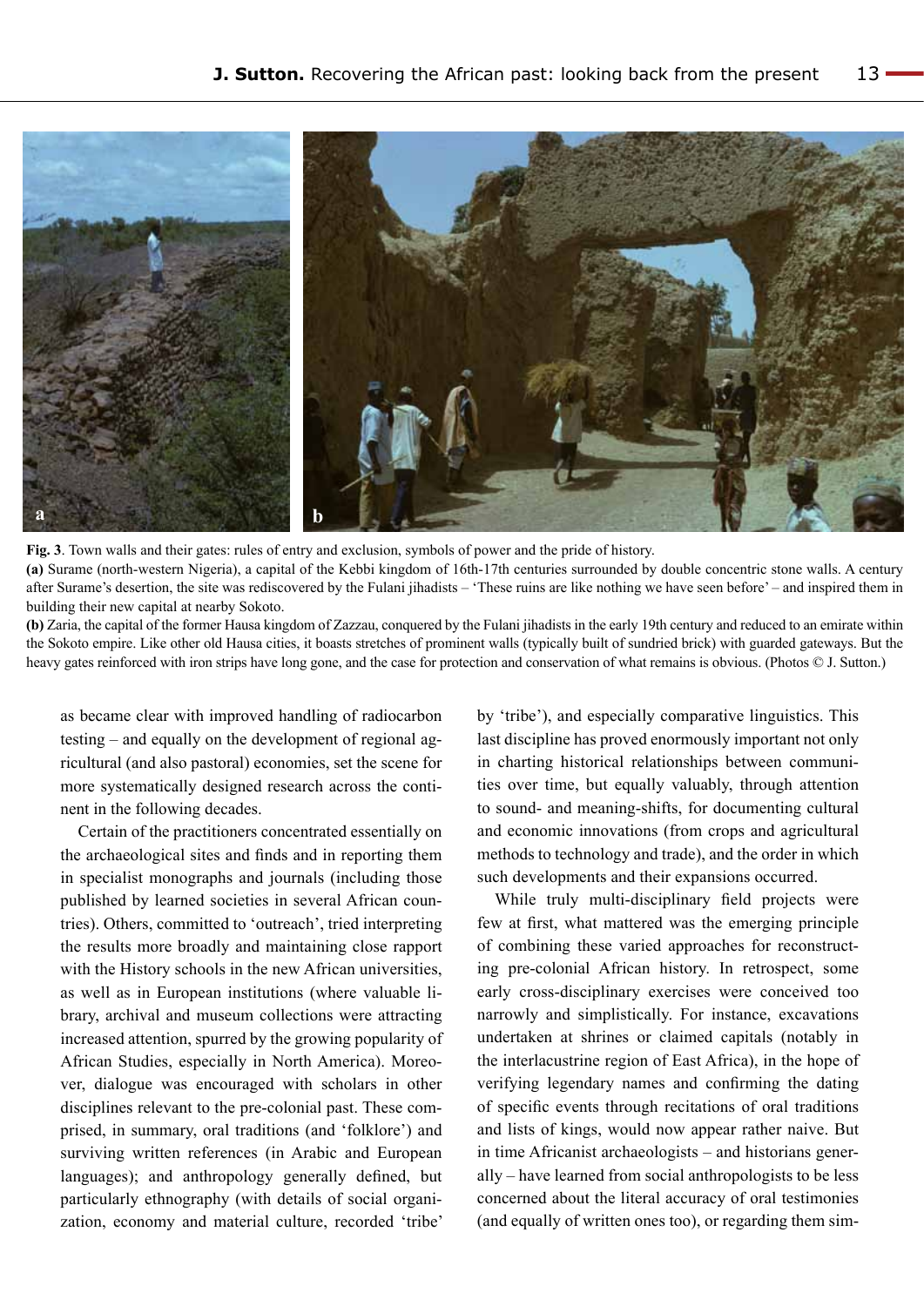**Fig. 3**. Town walls and their gates: rules of entry and exclusion, symbols of power and the pride of history.

**(a)** Surame (north-western Nigeria), a capital of the Kebbi kingdom of 16th-17th centuries surrounded by double concentric stone walls. A century after Surame's desertion, the site was rediscovered by the Fulani jihadists – 'These ruins are like nothing we have seen before' – and inspired them in building their new capital at nearby Sokoto.

**(b)** Zaria, the capital of the former Hausa kingdom of Zazzau, conquered by the Fulani jihadists in the early 19th century and reduced to an emirate within the Sokoto empire. Like other old Hausa cities, it boasts stretches of prominent walls (typically built of sundried brick) with guarded gateways. But the heavy gates reinforced with iron strips have long gone, and the case for protection and conservation of what remains is obvious. (Photos © J. Sutton.)

as became clear with improved handling of radiocarbon testing – and equally on the development of regional agricultural (and also pastoral) economies, set the scene for more systematically designed research across the continent in the following decades.

Certain of the practitioners concentrated essentially on the archaeological sites and finds and in reporting them in specialist monographs and journals (including those published by learned societies in several African countries). Others, committed to 'outreach', tried interpreting the results more broadly and maintaining close rapport with the History schools in the new African universities, as well as in European institutions (where valuable library, archival and museum collections were attracting increased attention, spurred by the growing popularity of African Studies, especially in North America). Moreover, dialogue was encouraged with scholars in other disciplines relevant to the pre-colonial past. These comprised, in summary, oral traditions (and 'folklore') and surviving written references (in Arabic and European languages); and anthropology generally defined, but particularly ethnography (with details of social organization, economy and material culture, recorded 'tribe' by 'tribe'), and especially comparative linguistics. This last discipline has proved enormously important not only in charting historical relationships between communities over time, but equally valuably, through attention to sound- and meaning-shifts, for documenting cultural and economic innovations (from crops and agricultural methods to technology and trade), and the order in which such developments and their expansions occurred.

While truly multi-disciplinary field projects were few at first, what mattered was the emerging principle of combining these varied approaches for reconstructing pre-colonial African history. In retrospect, some early cross-disciplinary exercises were conceived too narrowly and simplistically. For instance, excavations undertaken at shrines or claimed capitals (notably in the interlacustrine region of East Africa), in the hope of verifying legendary names and confirming the dating of specific events through recitations of oral traditions and lists of kings, would now appear rather naive. But in time Africanist archaeologists – and historians generally – have learned from social anthropologists to be less concerned about the literal accuracy of oral testimonies (and equally of written ones too), or regarding them sim-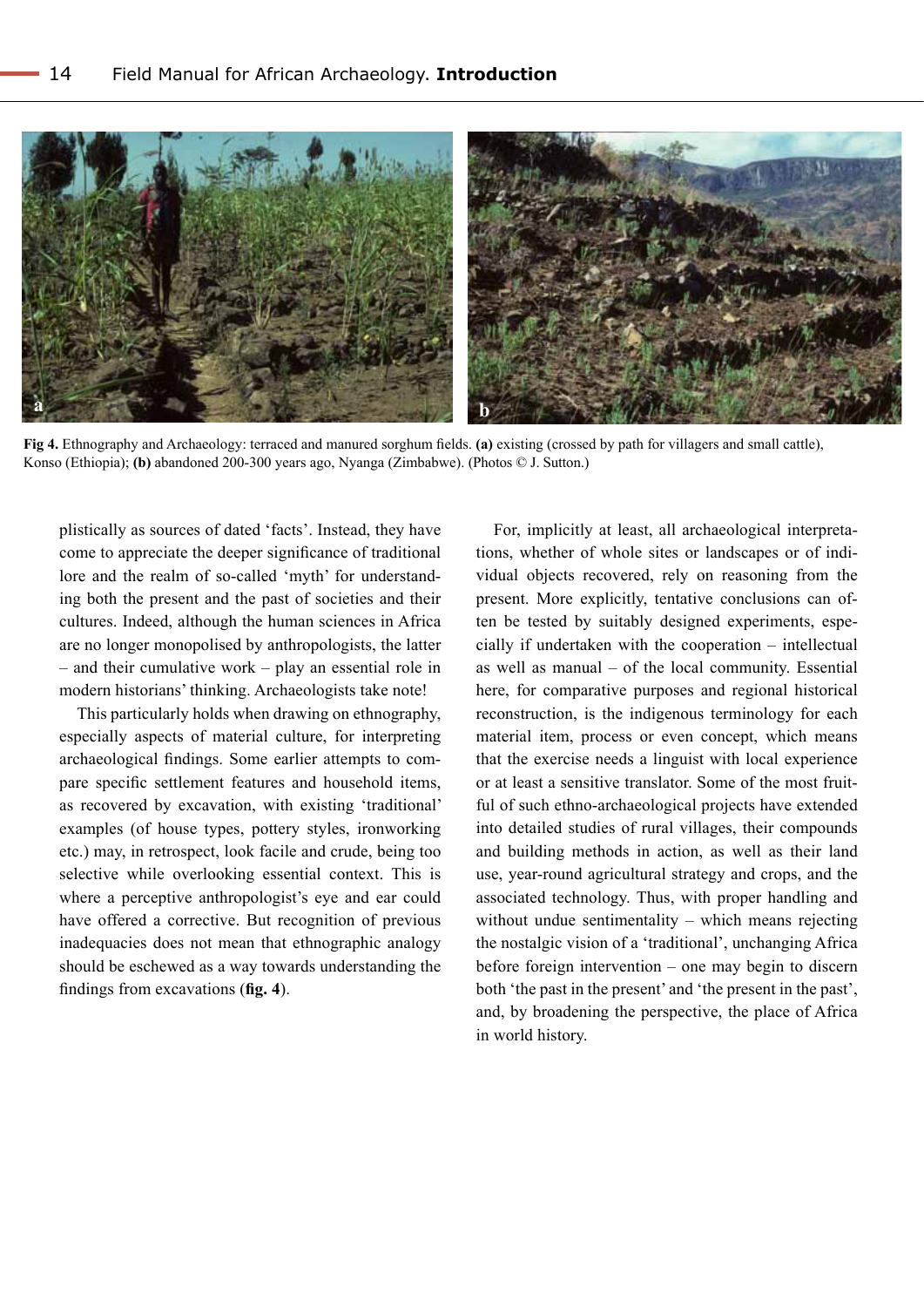**Fig 4.** Ethnography and Archaeology: terraced and manured sorghum fields. **(a)** existing (crossed by path for villagers and small cattle), Konso (Ethiopia); **(b)** abandoned 200-300 years ago, Nyanga (Zimbabwe). (Photos © J. Sutton.)

plistically as sources of dated 'facts'. Instead, they have come to appreciate the deeper significance of traditional lore and the realm of so-called 'myth' for understanding both the present and the past of societies and their cultures. Indeed, although the human sciences in Africa are no longer monopolised by anthropologists, the latter – and their cumulative work – play an essential role in modern historians' thinking. Archaeologists take note!

This particularly holds when drawing on ethnography, especially aspects of material culture, for interpreting archaeological findings. Some earlier attempts to compare specific settlement features and household items, as recovered by excavation, with existing 'traditional' examples (of house types, pottery styles, ironworking etc.) may, in retrospect, look facile and crude, being too selective while overlooking essential context. This is where a perceptive anthropologist's eye and ear could have offered a corrective. But recognition of previous inadequacies does not mean that ethnographic analogy should be eschewed as a way towards understanding the findings from excavations (**fig. 4**).

For, implicitly at least, all archaeological interpretations, whether of whole sites or landscapes or of individual objects recovered, rely on reasoning from the present. More explicitly, tentative conclusions can often be tested by suitably designed experiments, especially if undertaken with the cooperation – intellectual as well as manual – of the local community. Essential here, for comparative purposes and regional historical reconstruction, is the indigenous terminology for each material item, process or even concept, which means that the exercise needs a linguist with local experience or at least a sensitive translator. Some of the most fruitful of such ethno-archaeological projects have extended into detailed studies of rural villages, their compounds and building methods in action, as well as their land use, year-round agricultural strategy and crops, and the associated technology. Thus, with proper handling and without undue sentimentality – which means rejecting the nostalgic vision of a 'traditional', unchanging Africa before foreign intervention – one may begin to discern both 'the past in the present' and 'the present in the past', and, by broadening the perspective, the place of Africa in world history.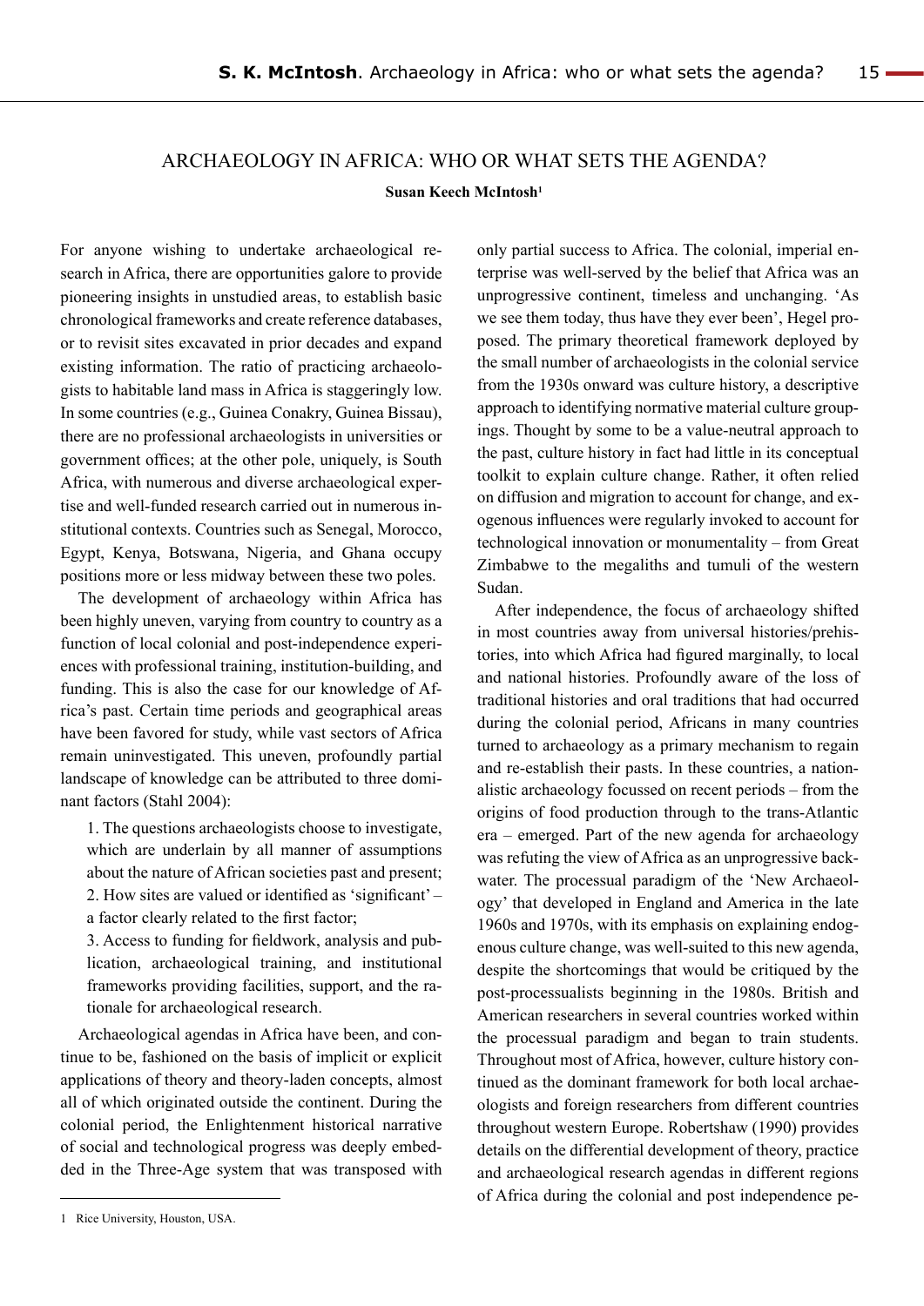# ARCHAEOLOGY IN AFRICA: WHO OR WHAT SETS THE AGENDA?

**Susan Keech McIntosh**[1]

For anyone wishing to undertake archaeological research in Africa, there are opportunities galore to provide pioneering insights in unstudied areas, to establish basic chronological frameworks and create reference databases, or to revisit sites excavated in prior decades and expand existing information. The ratio of practicing archaeologists to habitable land mass in Africa is staggeringly low. In some countries (e.g., Guinea Conakry, Guinea Bissau), there are no professional archaeologists in universities or government offices; at the other pole, uniquely, is South Africa, with numerous and diverse archaeological expertise and well-funded research carried out in numerous institutional contexts. Countries such as Senegal, Morocco, Egypt, Kenya, Botswana, Nigeria, and Ghana occupy positions more or less midway between these two poles.

The development of archaeology within Africa has been highly uneven, varying from country to country as a function of local colonial and post-independence experiences with professional training, institution-building, and funding. This is also the case for our knowledge of Africa's past. Certain time periods and geographical areas have been favored for study, while vast sectors of Africa remain uninvestigated. This uneven, profoundly partial landscape of knowledge can be attributed to three dominant factors (Stahl 2004):

1. The questions archaeologists choose to investigate, which are underlain by all manner of assumptions about the nature of African societies past and present;
2. How sites are valued or identified as 'significant' – a factor clearly related to the first factor;
3. Access to funding for fieldwork, analysis and publication, archaeological training, and institutional frameworks providing facilities, support, and the rationale for archaeological research.

Archaeological agendas in Africa have been, and continue to be, fashioned on the basis of implicit or explicit applications of theory and theory-laden concepts, almost all of which originated outside the continent. During the colonial period, the Enlightenment historical narrative of social and technological progress was deeply embedded in the Three-Age system that was transposed with only partial success to Africa. The colonial, imperial enterprise was well-served by the belief that Africa was an unprogressive continent, timeless and unchanging. 'As we see them today, thus have they ever been', Hegel proposed. The primary theoretical framework deployed by the small number of archaeologists in the colonial service from the 1930s onward was culture history, a descriptive approach to identifying normative material culture groupings. Thought by some to be a value-neutral approach to the past, culture history in fact had little in its conceptual toolkit to explain culture change. Rather, it often relied on diffusion and migration to account for change, and exogenous influences were regularly invoked to account for technological innovation or monumentality – from Great Zimbabwe to the megaliths and tumuli of the western Sudan.

After independence, the focus of archaeology shifted in most countries away from universal histories/prehistories, into which Africa had figured marginally, to local and national histories. Profoundly aware of the loss of traditional histories and oral traditions that had occurred during the colonial period, Africans in many countries turned to archaeology as a primary mechanism to regain and re-establish their pasts. In these countries, a nationalistic archaeology focussed on recent periods – from the origins of food production through to the trans-Atlantic era – emerged. Part of the new agenda for archaeology was refuting the view of Africa as an unprogressive backwater. The processual paradigm of the 'New Archaeology' that developed in England and America in the late 1960s and 1970s, with its emphasis on explaining endogenous culture change, was well-suited to this new agenda, despite the shortcomings that would be critiqued by the post-processualists beginning in the 1980s. British and American researchers in several countries worked within the processual paradigm and began to train students. Throughout most of Africa, however, culture history continued as the dominant framework for both local archaeologists and foreign researchers from different countries throughout western Europe. Robertshaw (1990) provides details on the differential development of theory, practice and archaeological research agendas in different regions of Africa during the colonial and post independence pe-

---

[1] Rice University, Houston, USA.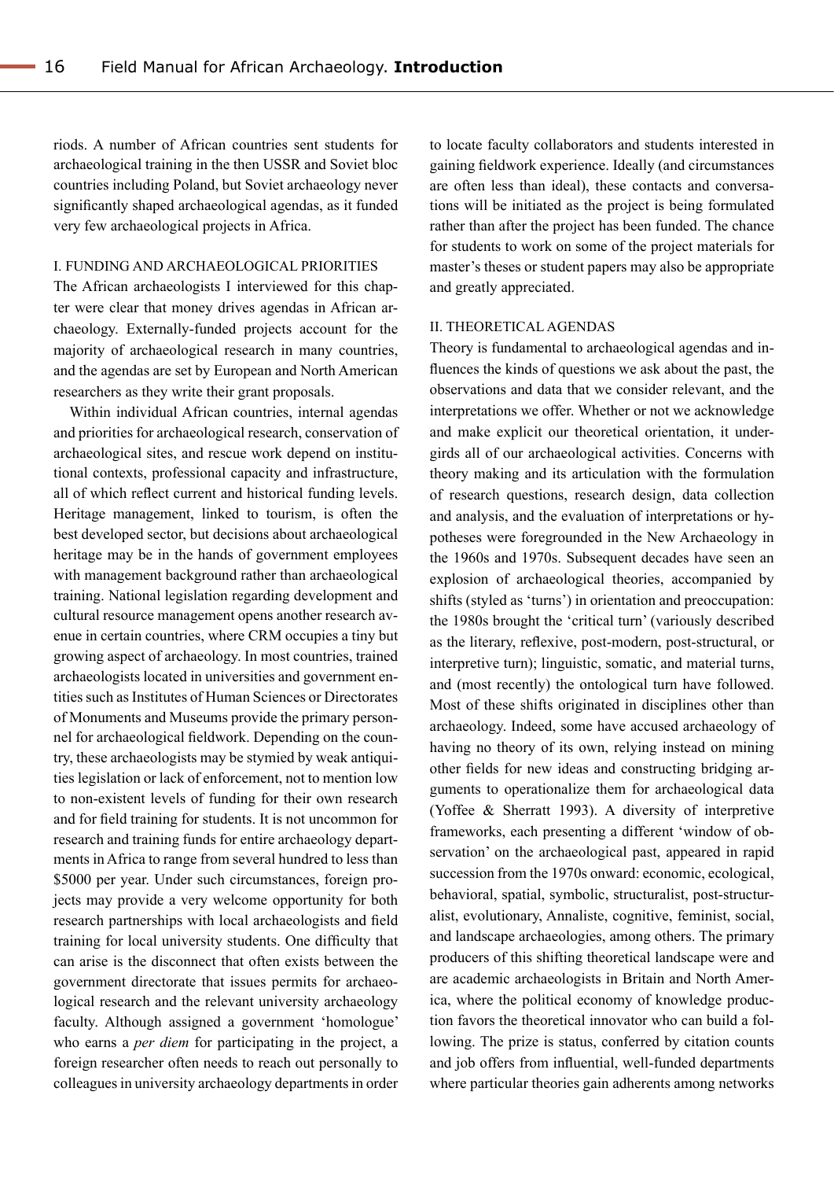riods. A number of African countries sent students for archaeological training in the then USSR and Soviet bloc countries including Poland, but Soviet archaeology never significantly shaped archaeological agendas, as it funded very few archaeological projects in Africa.

## I. FUNDING AND ARCHAEOLOGICAL PRIORITIES

The African archaeologists I interviewed for this chapter were clear that money drives agendas in African archaeology. Externally-funded projects account for the majority of archaeological research in many countries, and the agendas are set by European and North American researchers as they write their grant proposals.

Within individual African countries, internal agendas and priorities for archaeological research, conservation of archaeological sites, and rescue work depend on institutional contexts, professional capacity and infrastructure, all of which reflect current and historical funding levels. Heritage management, linked to tourism, is often the best developed sector, but decisions about archaeological heritage may be in the hands of government employees with management background rather than archaeological training. National legislation regarding development and cultural resource management opens another research avenue in certain countries, where CRM occupies a tiny but growing aspect of archaeology. In most countries, trained archaeologists located in universities and government entities such as Institutes of Human Sciences or Directorates of Monuments and Museums provide the primary personnel for archaeological fieldwork. Depending on the country, these archaeologists may be stymied by weak antiquities legislation or lack of enforcement, not to mention low to non-existent levels of funding for their own research and for field training for students. It is not uncommon for research and training funds for entire archaeology departments in Africa to range from several hundred to less than \$5000 per year. Under such circumstances, foreign projects may provide a very welcome opportunity for both research partnerships with local archaeologists and field training for local university students. One difficulty that can arise is the disconnect that often exists between the government directorate that issues permits for archaeological research and the relevant university archaeology faculty. Although assigned a government 'homologue' who earns a *per diem* for participating in the project, a foreign researcher often needs to reach out personally to colleagues in university archaeology departments in order to locate faculty collaborators and students interested in gaining fieldwork experience. Ideally (and circumstances are often less than ideal), these contacts and conversations will be initiated as the project is being formulated rather than after the project has been funded. The chance for students to work on some of the project materials for master's theses or student papers may also be appropriate and greatly appreciated.

## II. THEORETICAL AGENDAS

Theory is fundamental to archaeological agendas and influences the kinds of questions we ask about the past, the observations and data that we consider relevant, and the interpretations we offer. Whether or not we acknowledge and make explicit our theoretical orientation, it undergirds all of our archaeological activities. Concerns with theory making and its articulation with the formulation of research questions, research design, data collection and analysis, and the evaluation of interpretations or hypotheses were foregrounded in the New Archaeology in the 1960s and 1970s. Subsequent decades have seen an explosion of archaeological theories, accompanied by shifts (styled as 'turns') in orientation and preoccupation: the 1980s brought the 'critical turn' (variously described as the literary, reflexive, post-modern, post-structural, or interpretive turn); linguistic, somatic, and material turns, and (most recently) the ontological turn have followed. Most of these shifts originated in disciplines other than archaeology. Indeed, some have accused archaeology of having no theory of its own, relying instead on mining other fields for new ideas and constructing bridging arguments to operationalize them for archaeological data (Yoffee & Sherratt 1993). A diversity of interpretive frameworks, each presenting a different 'window of observation' on the archaeological past, appeared in rapid succession from the 1970s onward: economic, ecological, behavioral, spatial, symbolic, structuralist, post-structuralist, evolutionary, Annaliste, cognitive, feminist, social, and landscape archaeologies, among others. The primary producers of this shifting theoretical landscape were and are academic archaeologists in Britain and North America, where the political economy of knowledge production favors the theoretical innovator who can build a following. The prize is status, conferred by citation counts and job offers from influential, well-funded departments where particular theories gain adherents among networks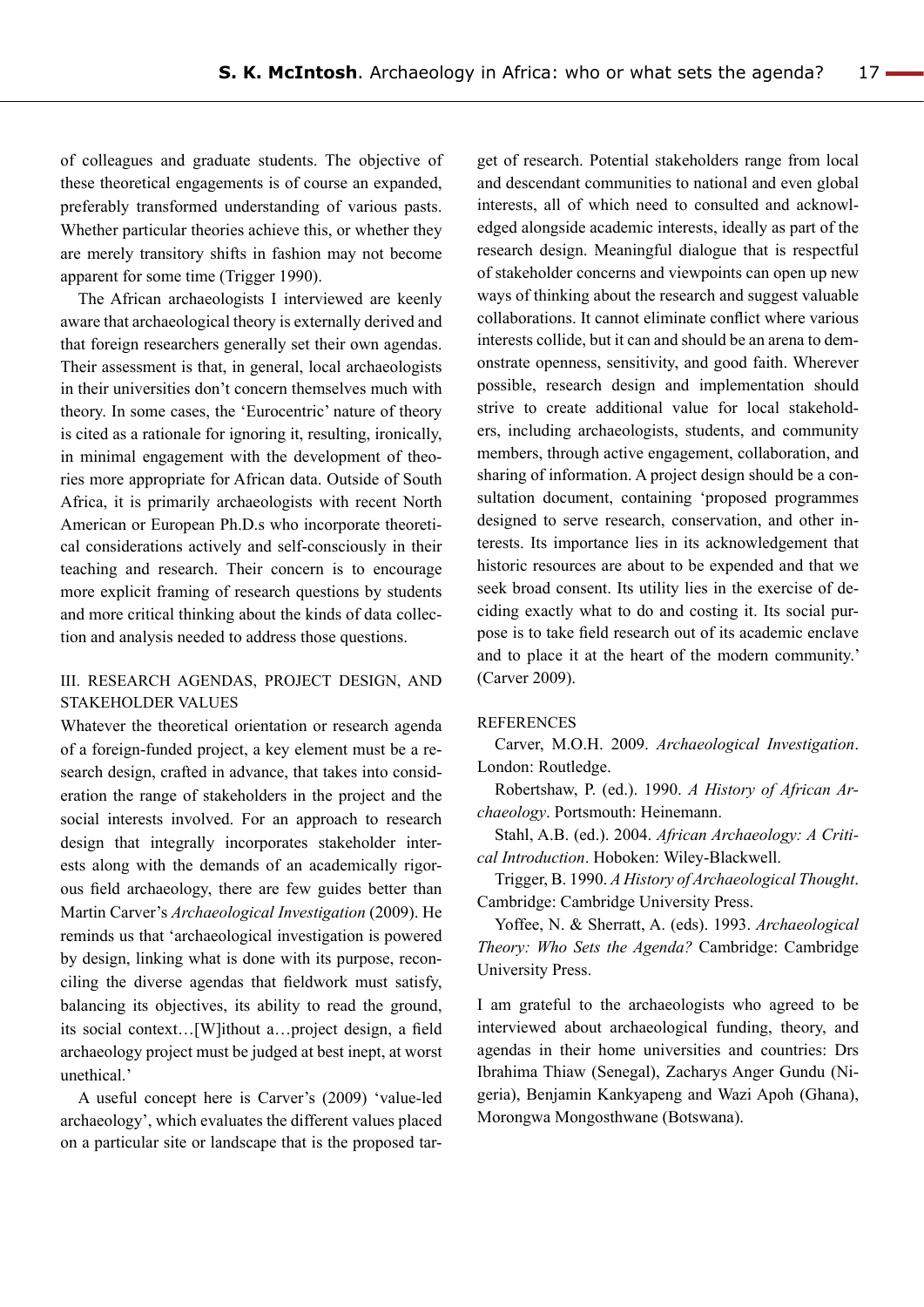of colleagues and graduate students. The objective of these theoretical engagements is of course an expanded, preferably transformed understanding of various pasts. Whether particular theories achieve this, or whether they are merely transitory shifts in fashion may not become apparent for some time (Trigger 1990).

The African archaeologists I interviewed are keenly aware that archaeological theory is externally derived and that foreign researchers generally set their own agendas. Their assessment is that, in general, local archaeologists in their universities don't concern themselves much with theory. In some cases, the 'Eurocentric' nature of theory is cited as a rationale for ignoring it, resulting, ironically, in minimal engagement with the development of theories more appropriate for African data. Outside of South Africa, it is primarily archaeologists with recent North American or European Ph.D.s who incorporate theoretical considerations actively and self-consciously in their teaching and research. Their concern is to encourage more explicit framing of research questions by students and more critical thinking about the kinds of data collection and analysis needed to address those questions.

## III. RESEARCH AGENDAS, PROJECT DESIGN, AND STAKEHOLDER VALUES

Whatever the theoretical orientation or research agenda of a foreign-funded project, a key element must be a research design, crafted in advance, that takes into consideration the range of stakeholders in the project and the social interests involved. For an approach to research design that integrally incorporates stakeholder interests along with the demands of an academically rigorous field archaeology, there are few guides better than Martin Carver's *Archaeological Investigation* (2009). He reminds us that 'archaeological investigation is powered by design, linking what is done with its purpose, reconciling the diverse agendas that fieldwork must satisfy, balancing its objectives, its ability to read the ground, its social context…[W]ithout a…project design, a field archaeology project must be judged at best inept, at worst unethical.'

A useful concept here is Carver's (2009) 'value-led archaeology', which evaluates the different values placed on a particular site or landscape that is the proposed target of research. Potential stakeholders range from local and descendant communities to national and even global interests, all of which need to consulted and acknowledged alongside academic interests, ideally as part of the research design. Meaningful dialogue that is respectful of stakeholder concerns and viewpoints can open up new ways of thinking about the research and suggest valuable collaborations. It cannot eliminate conflict where various interests collide, but it can and should be an arena to demonstrate openness, sensitivity, and good faith. Wherever possible, research design and implementation should strive to create additional value for local stakeholders, including archaeologists, students, and community members, through active engagement, collaboration, and sharing of information. A project design should be a consultation document, containing 'proposed programmes designed to serve research, conservation, and other interests. Its importance lies in its acknowledgement that historic resources are about to be expended and that we seek broad consent. Its utility lies in the exercise of deciding exactly what to do and costing it. Its social purpose is to take field research out of its academic enclave and to place it at the heart of the modern community.' (Carver 2009).

## REFERENCES

Carver, M.O.H. 2009. *Archaeological Investigation*. London: Routledge.

Robertshaw, P. (ed.). 1990. *A History of African Archaeology*. Portsmouth: Heinemann.

Stahl, A.B. (ed.). 2004. *African Archaeology: A Critical Introduction*. Hoboken: Wiley-Blackwell.

Trigger, B. 1990. *A History of Archaeological Thought*. Cambridge: Cambridge University Press.

Yoffee, N. & Sherratt, A. (eds). 1993. *Archaeological Theory: Who Sets the Agenda?* Cambridge: Cambridge University Press.

I am grateful to the archaeologists who agreed to be interviewed about archaeological funding, theory, and agendas in their home universities and countries: Drs Ibrahima Thiaw (Senegal), Zacharys Anger Gundu (Nigeria), Benjamin Kankyapeng and Wazi Apoh (Ghana), Morongwa Mongosthwane (Botswana).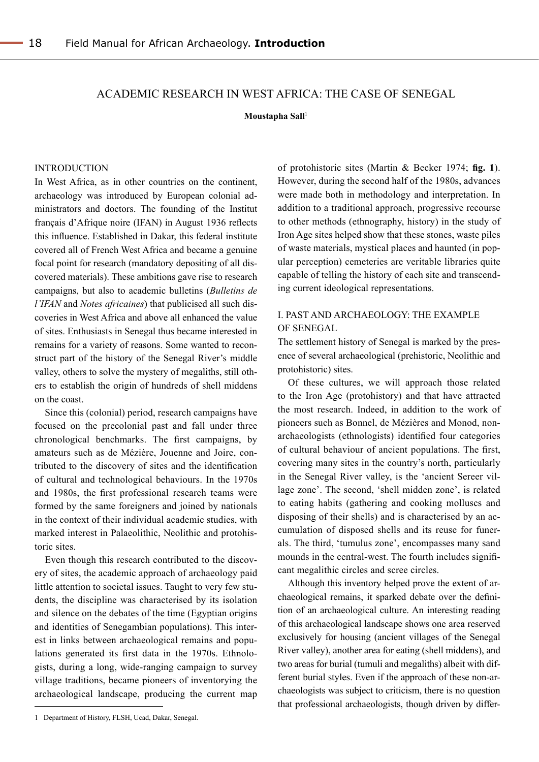# ACADEMIC RESEARCH IN WEST AFRICA: THE CASE OF SENEGAL

**Moustapha Sall**[1]

## INTRODUCTION

In West Africa, as in other countries on the continent, archaeology was introduced by European colonial administrators and doctors. The founding of the Institut français d'Afrique noire (IFAN) in August 1936 reflects this influence. Established in Dakar, this federal institute covered all of French West Africa and became a genuine focal point for research (mandatory depositing of all discovered materials). These ambitions gave rise to research campaigns, but also to academic bulletins (*Bulletins de l'IFAN* and *Notes africaines*) that publicised all such discoveries in West Africa and above all enhanced the value of sites. Enthusiasts in Senegal thus became interested in remains for a variety of reasons. Some wanted to reconstruct part of the history of the Senegal River's middle valley, others to solve the mystery of megaliths, still others to establish the origin of hundreds of shell middens on the coast.

Since this (colonial) period, research campaigns have focused on the precolonial past and fall under three chronological benchmarks. The first campaigns, by amateurs such as de Mézière, Jouenne and Joire, contributed to the discovery of sites and the identification of cultural and technological behaviours. In the 1970s and 1980s, the first professional research teams were formed by the same foreigners and joined by nationals in the context of their individual academic studies, with marked interest in Palaeolithic, Neolithic and protohistoric sites.

Even though this research contributed to the discovery of sites, the academic approach of archaeology paid little attention to societal issues. Taught to very few students, the discipline was characterised by its isolation and silence on the debates of the time (Egyptian origins and identities of Senegambian populations). This interest in links between archaeological remains and populations generated its first data in the 1970s. Ethnologists, during a long, wide-ranging campaign to survey village traditions, became pioneers of inventorying the archaeological landscape, producing the current map of protohistoric sites (Martin & Becker 1974; **fig. 1**). However, during the second half of the 1980s, advances were made both in methodology and interpretation. In addition to a traditional approach, progressive recourse to other methods (ethnography, history) in the study of Iron Age sites helped show that these stones, waste piles of waste materials, mystical places and haunted (in popular perception) cemeteries are veritable libraries quite capable of telling the history of each site and transcending current ideological representations.

## I. PAST AND ARCHAEOLOGY: THE EXAMPLE OF SENEGAL

The settlement history of Senegal is marked by the presence of several archaeological (prehistoric, Neolithic and protohistoric) sites.

Of these cultures, we will approach those related to the Iron Age (protohistory) and that have attracted the most research. Indeed, in addition to the work of pioneers such as Bonnel, de Mézières and Monod, non-archaeologists (ethnologists) identified four categories of cultural behaviour of ancient populations. The first, covering many sites in the country's north, particularly in the Senegal River valley, is the 'ancient Sereer village zone'. The second, 'shell midden zone', is related to eating habits (gathering and cooking molluscs and disposing of their shells) and is characterised by an accumulation of disposed shells and its reuse for funerals. The third, 'tumulus zone', encompasses many sand mounds in the central-west. The fourth includes significant megalithic circles and scree circles.

Although this inventory helped prove the extent of archaeological remains, it sparked debate over the definition of an archaeological culture. An interesting reading of this archaeological landscape shows one area reserved exclusively for housing (ancient villages of the Senegal River valley), another area for eating (shell middens), and two areas for burial (tumuli and megaliths) albeit with different burial styles. Even if the approach of these non-archaeologists was subject to criticism, there is no question that professional archaeologists, though driven by differ-

[1] Department of History, FLSH, Ucad, Dakar, Senegal.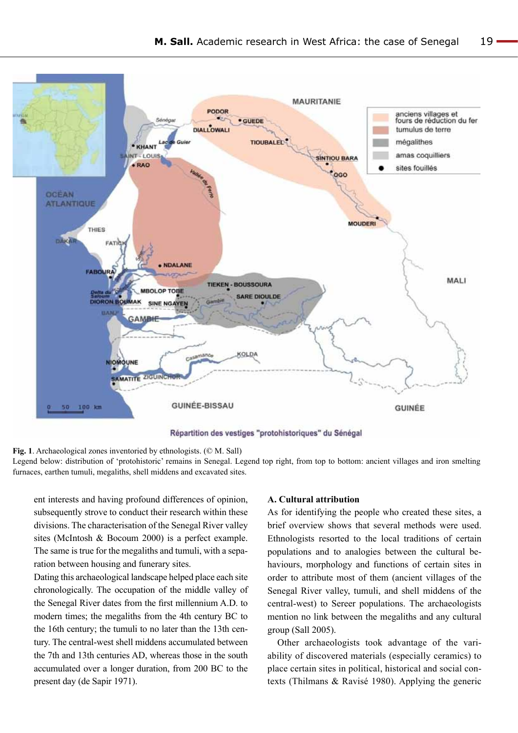Répartition des vestiges "protohistoriques" du Sénégal

**Fig. 1**. Archaeological zones inventoried by ethnologists. (© M. Sall)
Legend below: distribution of 'protohistoric' remains in Senegal. Legend top right, from top to bottom: ancient villages and iron smelting furnaces, earthen tumuli, megaliths, shell middens and excavated sites.

ent interests and having profound differences of opinion, subsequently strove to conduct their research within these divisions. The characterisation of the Senegal River valley sites (McIntosh & Bocoum 2000) is a perfect example. The same is true for the megaliths and tumuli, with a separation between housing and funerary sites.

Dating this archaeological landscape helped place each site chronologically. The occupation of the middle valley of the Senegal River dates from the first millennium A.D. to modern times; the megaliths from the 4th century BC to the 16th century; the tumuli to no later than the 13th century. The central-west shell middens accumulated between the 7th and 13th centuries AD, whereas those in the south accumulated over a longer duration, from 200 BC to the present day (de Sapir 1971).

### A. Cultural attribution

As for identifying the people who created these sites, a brief overview shows that several methods were used. Ethnologists resorted to the local traditions of certain populations and to analogies between the cultural behaviours, morphology and functions of certain sites in order to attribute most of them (ancient villages of the Senegal River valley, tumuli, and shell middens of the central-west) to Sereer populations. The archaeologists mention no link between the megaliths and any cultural group (Sall 2005).

Other archaeologists took advantage of the variability of discovered materials (especially ceramics) to place certain sites in political, historical and social contexts (Thilmans & Ravisé 1980). Applying the generic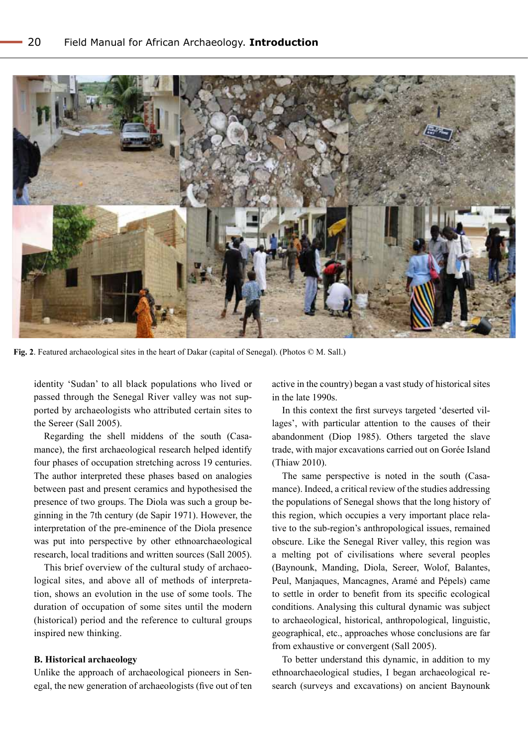**Fig. 2**. Featured archaeological sites in the heart of Dakar (capital of Senegal). (Photos © M. Sall.)

identity 'Sudan' to all black populations who lived or passed through the Senegal River valley was not supported by archaeologists who attributed certain sites to the Sereer (Sall 2005).

Regarding the shell middens of the south (Casamance), the first archaeological research helped identify four phases of occupation stretching across 19 centuries. The author interpreted these phases based on analogies between past and present ceramics and hypothesised the presence of two groups. The Diola was such a group beginning in the 7th century (de Sapir 1971). However, the interpretation of the pre-eminence of the Diola presence was put into perspective by other ethnoarchaeological research, local traditions and written sources (Sall 2005).

This brief overview of the cultural study of archaeological sites, and above all of methods of interpretation, shows an evolution in the use of some tools. The duration of occupation of some sites until the modern (historical) period and the reference to cultural groups inspired new thinking.

**B. Historical archaeology**

Unlike the approach of archaeological pioneers in Senegal, the new generation of archaeologists (five out of ten active in the country) began a vast study of historical sites in the late 1990s.

In this context the first surveys targeted 'deserted villages', with particular attention to the causes of their abandonment (Diop 1985). Others targeted the slave trade, with major excavations carried out on Gorée Island (Thiaw 2010).

The same perspective is noted in the south (Casamance). Indeed, a critical review of the studies addressing the populations of Senegal shows that the long history of this region, which occupies a very important place relative to the sub-region's anthropological issues, remained obscure. Like the Senegal River valley, this region was a melting pot of civilisations where several peoples (Baynounk, Manding, Diola, Sereer, Wolof, Balantes, Peul, Manjaques, Mancagnes, Aramé and Pépels) came to settle in order to benefit from its specific ecological conditions. Analysing this cultural dynamic was subject to archaeological, historical, anthropological, linguistic, geographical, etc., approaches whose conclusions are far from exhaustive or convergent (Sall 2005).

To better understand this dynamic, in addition to my ethnoarchaeological studies, I began archaeological research (surveys and excavations) on ancient Baynounk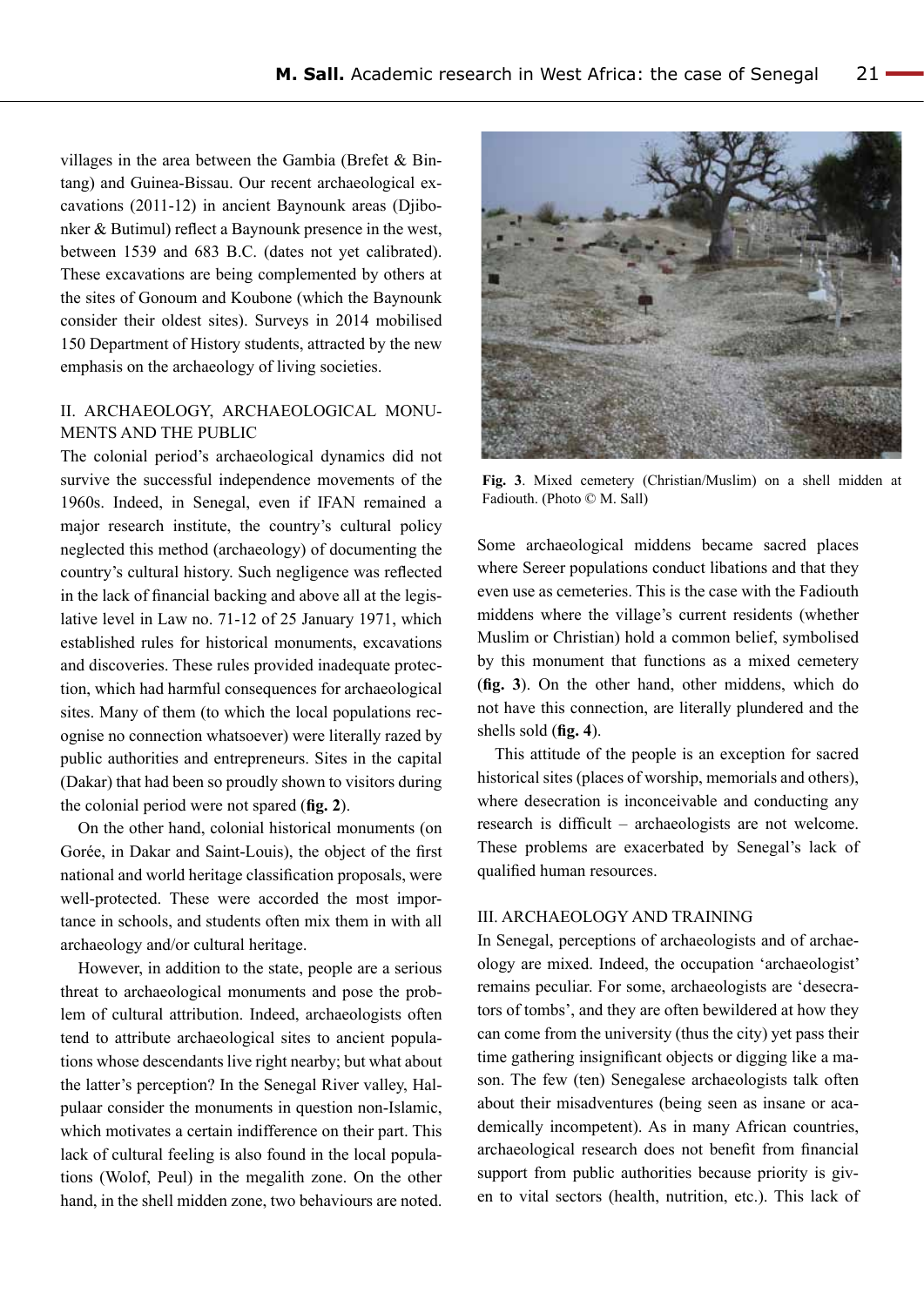villages in the area between the Gambia (Brefet & Bintang) and Guinea-Bissau. Our recent archaeological excavations (2011-12) in ancient Baynounk areas (Djibonker & Butimul) reflect a Baynounk presence in the west, between 1539 and 683 B.C. (dates not yet calibrated). These excavations are being complemented by others at the sites of Gonoum and Koubone (which the Baynounk consider their oldest sites). Surveys in 2014 mobilised 150 Department of History students, attracted by the new emphasis on the archaeology of living societies.

## II. ARCHAEOLOGY, ARCHAEOLOGICAL MONUMENTS AND THE PUBLIC

The colonial period's archaeological dynamics did not survive the successful independence movements of the 1960s. Indeed, in Senegal, even if IFAN remained a major research institute, the country's cultural policy neglected this method (archaeology) of documenting the country's cultural history. Such negligence was reflected in the lack of financial backing and above all at the legislative level in Law no. 71-12 of 25 January 1971, which established rules for historical monuments, excavations and discoveries. These rules provided inadequate protection, which had harmful consequences for archaeological sites. Many of them (to which the local populations recognise no connection whatsoever) were literally razed by public authorities and entrepreneurs. Sites in the capital (Dakar) that had been so proudly shown to visitors during the colonial period were not spared (**fig. 2**).

On the other hand, colonial historical monuments (on Gorée, in Dakar and Saint-Louis), the object of the first national and world heritage classification proposals, were well-protected. These were accorded the most importance in schools, and students often mix them in with all archaeology and/or cultural heritage.

However, in addition to the state, people are a serious threat to archaeological monuments and pose the problem of cultural attribution. Indeed, archaeologists often tend to attribute archaeological sites to ancient populations whose descendants live right nearby; but what about the latter's perception? In the Senegal River valley, Halpulaar consider the monuments in question non-Islamic, which motivates a certain indifference on their part. This lack of cultural feeling is also found in the local populations (Wolof, Peul) in the megalith zone. On the other hand, in the shell midden zone, two behaviours are noted.

**Fig. 3**. Mixed cemetery (Christian/Muslim) on a shell midden at Fadiouth. (Photo © M. Sall)

Some archaeological middens became sacred places where Sereer populations conduct libations and that they even use as cemeteries. This is the case with the Fadiouth middens where the village's current residents (whether Muslim or Christian) hold a common belief, symbolised by this monument that functions as a mixed cemetery (**fig. 3**). On the other hand, other middens, which do not have this connection, are literally plundered and the shells sold (**fig. 4**).

This attitude of the people is an exception for sacred historical sites (places of worship, memorials and others), where desecration is inconceivable and conducting any research is difficult – archaeologists are not welcome. These problems are exacerbated by Senegal's lack of qualified human resources.

## III. ARCHAEOLOGY AND TRAINING

In Senegal, perceptions of archaeologists and of archaeology are mixed. Indeed, the occupation 'archaeologist' remains peculiar. For some, archaeologists are 'desecrators of tombs', and they are often bewildered at how they can come from the university (thus the city) yet pass their time gathering insignificant objects or digging like a mason. The few (ten) Senegalese archaeologists talk often about their misadventures (being seen as insane or academically incompetent). As in many African countries, archaeological research does not benefit from financial support from public authorities because priority is given to vital sectors (health, nutrition, etc.). This lack of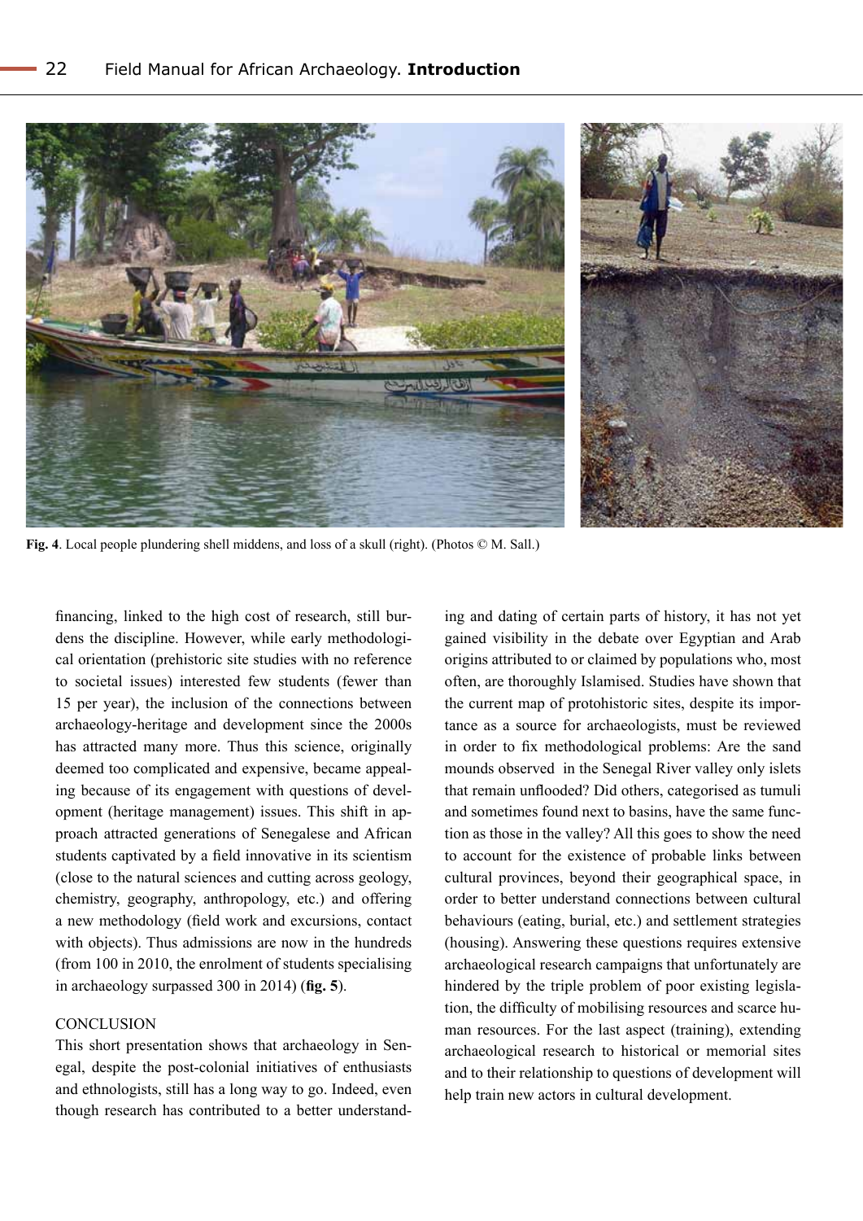**Fig. 4**. Local people plundering shell middens, and loss of a skull (right). (Photos © M. Sall.)

financing, linked to the high cost of research, still burdens the discipline. However, while early methodological orientation (prehistoric site studies with no reference to societal issues) interested few students (fewer than 15 per year), the inclusion of the connections between archaeology-heritage and development since the 2000s has attracted many more. Thus this science, originally deemed too complicated and expensive, became appealing because of its engagement with questions of development (heritage management) issues. This shift in approach attracted generations of Senegalese and African students captivated by a field innovative in its scientism (close to the natural sciences and cutting across geology, chemistry, geography, anthropology, etc.) and offering a new methodology (field work and excursions, contact with objects). Thus admissions are now in the hundreds (from 100 in 2010, the enrolment of students specialising in archaeology surpassed 300 in 2014) (**fig. 5**).

## CONCLUSION

This short presentation shows that archaeology in Senegal, despite the post-colonial initiatives of enthusiasts and ethnologists, still has a long way to go. Indeed, even though research has contributed to a better understanding and dating of certain parts of history, it has not yet gained visibility in the debate over Egyptian and Arab origins attributed to or claimed by populations who, most often, are thoroughly Islamised. Studies have shown that the current map of protohistoric sites, despite its importance as a source for archaeologists, must be reviewed in order to fix methodological problems: Are the sand mounds observed in the Senegal River valley only islets that remain unflooded? Did others, categorised as tumuli and sometimes found next to basins, have the same function as those in the valley? All this goes to show the need to account for the existence of probable links between cultural provinces, beyond their geographical space, in order to better understand connections between cultural behaviours (eating, burial, etc.) and settlement strategies (housing). Answering these questions requires extensive archaeological research campaigns that unfortunately are hindered by the triple problem of poor existing legislation, the difficulty of mobilising resources and scarce human resources. For the last aspect (training), extending archaeological research to historical or memorial sites and to their relationship to questions of development will help train new actors in cultural development.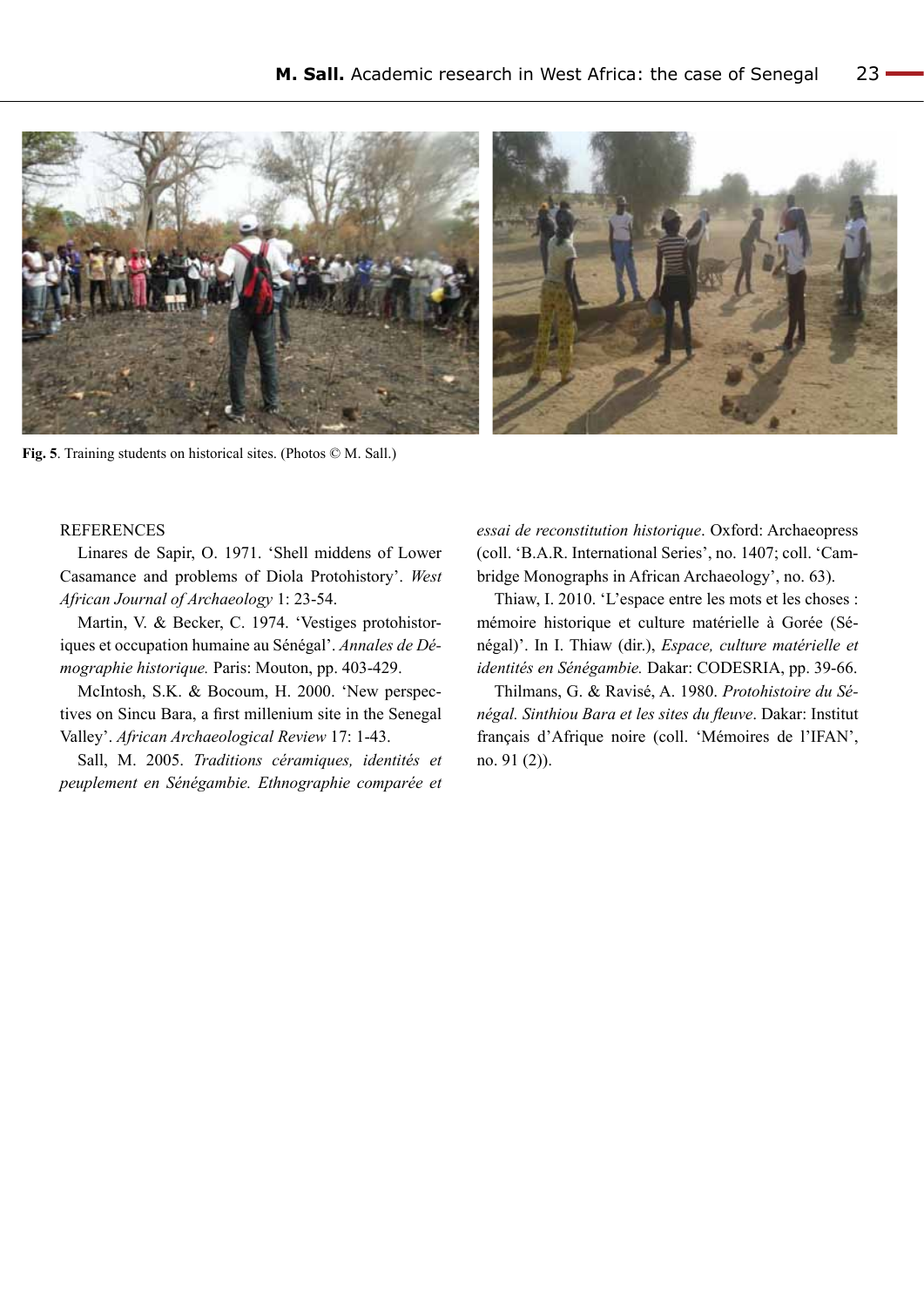**Fig. 5**. Training students on historical sites. (Photos © M. Sall.)

REFERENCES

Linares de Sapir, O. 1971. 'Shell middens of Lower Casamance and problems of Diola Protohistory'. *West African Journal of Archaeology* 1: 23-54.

Martin, V. & Becker, C. 1974. 'Vestiges protohistoriques et occupation humaine au Sénégal'. *Annales de Démographie historique.* Paris: Mouton, pp. 403-429.

McIntosh, S.K. & Bocoum, H. 2000. 'New perspectives on Sincu Bara, a first millenium site in the Senegal Valley'. *African Archaeological Review* 17: 1-43.

Sall, M. 2005. *Traditions céramiques, identités et peuplement en Sénégambie. Ethnographie comparée et essai de reconstitution historique*. Oxford: Archaeopress (coll. 'B.A.R. International Series', no. 1407; coll. 'Cambridge Monographs in African Archaeology', no. 63).

Thiaw, I. 2010. 'L'espace entre les mots et les choses : mémoire historique et culture matérielle à Gorée (Sénégal)'. In I. Thiaw (dir.), *Espace, culture matérielle et identités en Sénégambie.* Dakar: CODESRIA, pp. 39-66.

Thilmans, G. & Ravisé, A. 1980. *Protohistoire du Sénégal. Sinthiou Bara et les sites du fleuve*. Dakar: Institut français d'Afrique noire (coll. 'Mémoires de l'IFAN', no. 91 (2)).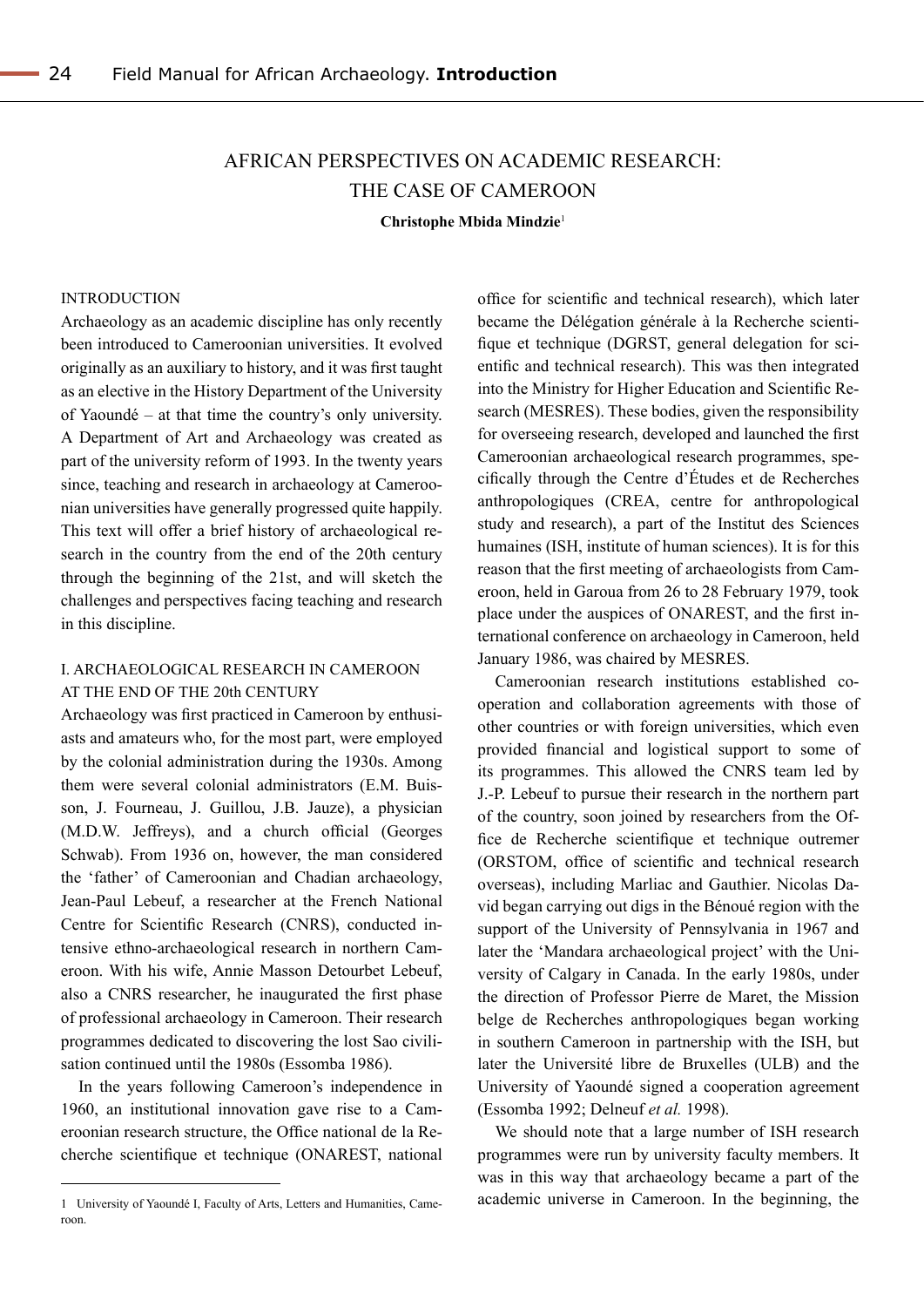## AFRICAN PERSPECTIVES ON ACADEMIC RESEARCH: THE CASE OF CAMEROON

**Christophe Mbida Mindzie**[1]

### INTRODUCTION

Archaeology as an academic discipline has only recently been introduced to Cameroonian universities. It evolved originally as an auxiliary to history, and it was first taught as an elective in the History Department of the University of Yaoundé – at that time the country's only university. A Department of Art and Archaeology was created as part of the university reform of 1993. In the twenty years since, teaching and research in archaeology at Cameroonian universities have generally progressed quite happily. This text will offer a brief history of archaeological research in the country from the end of the 20th century through the beginning of the 21st, and will sketch the challenges and perspectives facing teaching and research in this discipline.

### I. ARCHAEOLOGICAL RESEARCH IN CAMEROON AT THE END OF THE 20th CENTURY

Archaeology was first practiced in Cameroon by enthusiasts and amateurs who, for the most part, were employed by the colonial administration during the 1930s. Among them were several colonial administrators (E.M. Buisson, J. Fourneau, J. Guillou, J.B. Jauze), a physician (M.D.W. Jeffreys), and a church official (Georges Schwab). From 1936 on, however, the man considered the 'father' of Cameroonian and Chadian archaeology, Jean-Paul Lebeuf, a researcher at the French National Centre for Scientific Research (CNRS), conducted intensive ethno-archaeological research in northern Cameroon. With his wife, Annie Masson Detourbet Lebeuf, also a CNRS researcher, he inaugurated the first phase of professional archaeology in Cameroon. Their research programmes dedicated to discovering the lost Sao civilisation continued until the 1980s (Essomba 1986).

In the years following Cameroon's independence in 1960, an institutional innovation gave rise to a Cameroonian research structure, the Office national de la Recherche scientifique et technique (ONAREST, national office for scientific and technical research), which later became the Délégation générale à la Recherche scientifique et technique (DGRST, general delegation for scientific and technical research). This was then integrated into the Ministry for Higher Education and Scientific Research (MESRES). These bodies, given the responsibility for overseeing research, developed and launched the first Cameroonian archaeological research programmes, specifically through the Centre d'Études et de Recherches anthropologiques (CREA, centre for anthropological study and research), a part of the Institut des Sciences humaines (ISH, institute of human sciences). It is for this reason that the first meeting of archaeologists from Cameroon, held in Garoua from 26 to 28 February 1979, took place under the auspices of ONAREST, and the first international conference on archaeology in Cameroon, held January 1986, was chaired by MESRES.

Cameroonian research institutions established cooperation and collaboration agreements with those of other countries or with foreign universities, which even provided financial and logistical support to some of its programmes. This allowed the CNRS team led by J.-P. Lebeuf to pursue their research in the northern part of the country, soon joined by researchers from the Office de Recherche scientifique et technique outremer (ORSTOM, office of scientific and technical research overseas), including Marliac and Gauthier. Nicolas David began carrying out digs in the Bénoué region with the support of the University of Pennsylvania in 1967 and later the 'Mandara archaeological project' with the University of Calgary in Canada. In the early 1980s, under the direction of Professor Pierre de Maret, the Mission belge de Recherches anthropologiques began working in southern Cameroon in partnership with the ISH, but later the Université libre de Bruxelles (ULB) and the University of Yaoundé signed a cooperation agreement (Essomba 1992; Delneuf *et al.* 1998).

We should note that a large number of ISH research programmes were run by university faculty members. It was in this way that archaeology became a part of the academic universe in Cameroon. In the beginning, the

---

[1] University of Yaoundé I, Faculty of Arts, Letters and Humanities, Cameroon.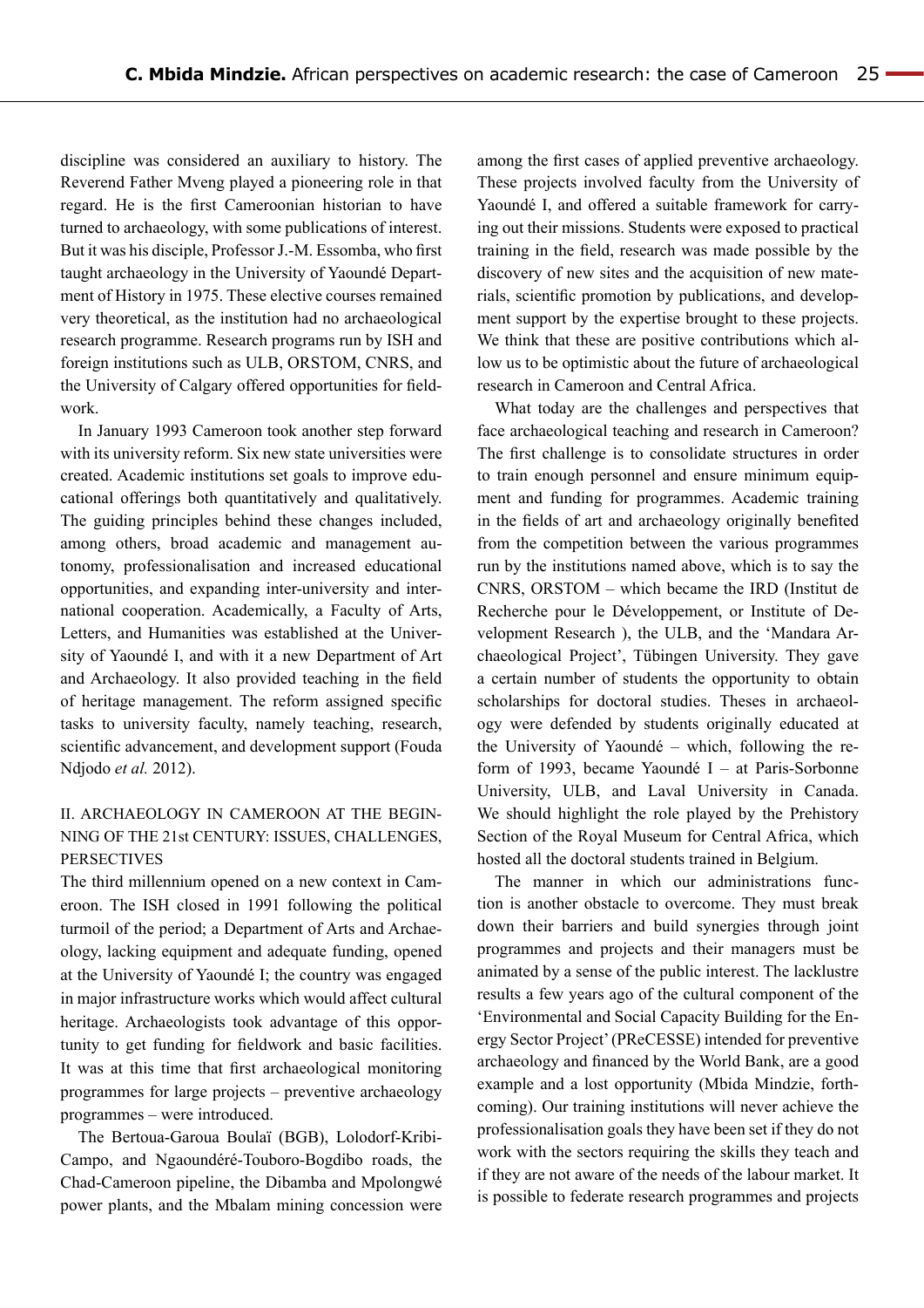discipline was considered an auxiliary to history. The Reverend Father Mveng played a pioneering role in that regard. He is the first Cameroonian historian to have turned to archaeology, with some publications of interest. But it was his disciple, Professor J.-M. Essomba, who first taught archaeology in the University of Yaoundé Department of History in 1975. These elective courses remained very theoretical, as the institution had no archaeological research programme. Research programs run by ISH and foreign institutions such as ULB, ORSTOM, CNRS, and the University of Calgary offered opportunities for fieldwork.

In January 1993 Cameroon took another step forward with its university reform. Six new state universities were created. Academic institutions set goals to improve educational offerings both quantitatively and qualitatively. The guiding principles behind these changes included, among others, broad academic and management autonomy, professionalisation and increased educational opportunities, and expanding inter-university and international cooperation. Academically, a Faculty of Arts, Letters, and Humanities was established at the University of Yaoundé I, and with it a new Department of Art and Archaeology. It also provided teaching in the field of heritage management. The reform assigned specific tasks to university faculty, namely teaching, research, scientific advancement, and development support (Fouda Ndjodo *et al.* 2012).

## II. ARCHAEOLOGY IN CAMEROON AT THE BEGINNING OF THE 21st CENTURY: ISSUES, CHALLENGES, PERSECTIVES

The third millennium opened on a new context in Cameroon. The ISH closed in 1991 following the political turmoil of the period; a Department of Arts and Archaeology, lacking equipment and adequate funding, opened at the University of Yaoundé I; the country was engaged in major infrastructure works which would affect cultural heritage. Archaeologists took advantage of this opportunity to get funding for fieldwork and basic facilities. It was at this time that first archaeological monitoring programmes for large projects – preventive archaeology programmes – were introduced.

The Bertoua-Garoua Boulaï (BGB), Lolodorf-Kribi-Campo, and Ngaoundéré-Touboro-Bogdibo roads, the Chad-Cameroon pipeline, the Dibamba and Mpolongwé power plants, and the Mbalam mining concession were among the first cases of applied preventive archaeology. These projects involved faculty from the University of Yaoundé I, and offered a suitable framework for carrying out their missions. Students were exposed to practical training in the field, research was made possible by the discovery of new sites and the acquisition of new materials, scientific promotion by publications, and development support by the expertise brought to these projects. We think that these are positive contributions which allow us to be optimistic about the future of archaeological research in Cameroon and Central Africa.

What today are the challenges and perspectives that face archaeological teaching and research in Cameroon? The first challenge is to consolidate structures in order to train enough personnel and ensure minimum equipment and funding for programmes. Academic training in the fields of art and archaeology originally benefited from the competition between the various programmes run by the institutions named above, which is to say the CNRS, ORSTOM – which became the IRD (Institut de Recherche pour le Développement, or Institute of Development Research ), the ULB, and the 'Mandara Archaeological Project', Tübingen University. They gave a certain number of students the opportunity to obtain scholarships for doctoral studies. Theses in archaeology were defended by students originally educated at the University of Yaoundé – which, following the reform of 1993, became Yaoundé I – at Paris-Sorbonne University, ULB, and Laval University in Canada. We should highlight the role played by the Prehistory Section of the Royal Museum for Central Africa, which hosted all the doctoral students trained in Belgium.

The manner in which our administrations function is another obstacle to overcome. They must break down their barriers and build synergies through joint programmes and projects and their managers must be animated by a sense of the public interest. The lacklustre results a few years ago of the cultural component of the 'Environmental and Social Capacity Building for the Energy Sector Project' (PReCESSE) intended for preventive archaeology and financed by the World Bank, are a good example and a lost opportunity (Mbida Mindzie, forthcoming). Our training institutions will never achieve the professionalisation goals they have been set if they do not work with the sectors requiring the skills they teach and if they are not aware of the needs of the labour market. It is possible to federate research programmes and projects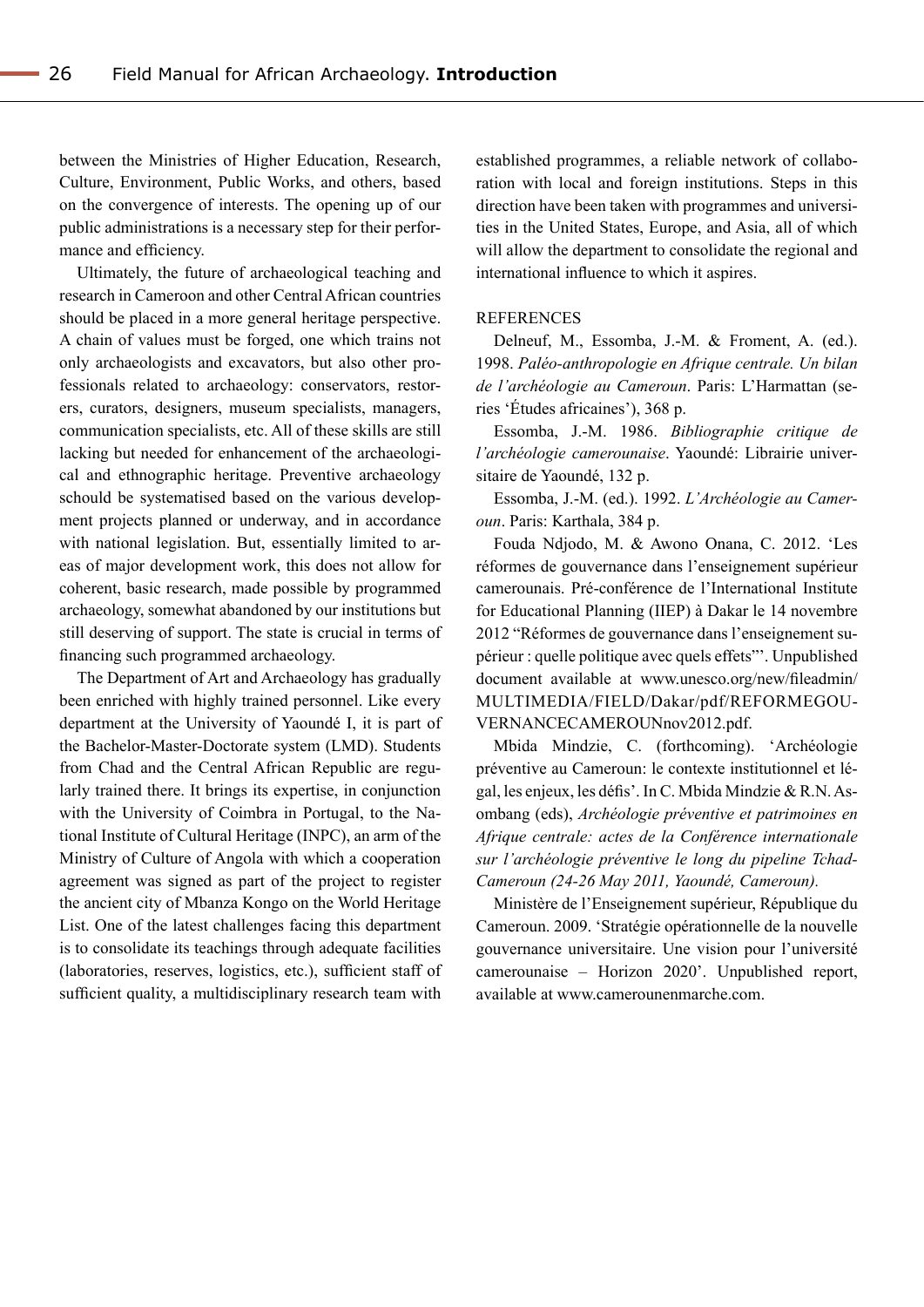between the Ministries of Higher Education, Research, Culture, Environment, Public Works, and others, based on the convergence of interests. The opening up of our public administrations is a necessary step for their performance and efficiency.

Ultimately, the future of archaeological teaching and research in Cameroon and other Central African countries should be placed in a more general heritage perspective. A chain of values must be forged, one which trains not only archaeologists and excavators, but also other professionals related to archaeology: conservators, restorers, curators, designers, museum specialists, managers, communication specialists, etc. All of these skills are still lacking but needed for enhancement of the archaeological and ethnographic heritage. Preventive archaeology schould be systematised based on the various development projects planned or underway, and in accordance with national legislation. But, essentially limited to areas of major development work, this does not allow for coherent, basic research, made possible by programmed archaeology, somewhat abandoned by our institutions but still deserving of support. The state is crucial in terms of financing such programmed archaeology.

The Department of Art and Archaeology has gradually been enriched with highly trained personnel. Like every department at the University of Yaoundé I, it is part of the Bachelor-Master-Doctorate system (LMD). Students from Chad and the Central African Republic are regularly trained there. It brings its expertise, in conjunction with the University of Coimbra in Portugal, to the National Institute of Cultural Heritage (INPC), an arm of the Ministry of Culture of Angola with which a cooperation agreement was signed as part of the project to register the ancient city of Mbanza Kongo on the World Heritage List. One of the latest challenges facing this department is to consolidate its teachings through adequate facilities (laboratories, reserves, logistics, etc.), sufficient staff of sufficient quality, a multidisciplinary research team with established programmes, a reliable network of collaboration with local and foreign institutions. Steps in this direction have been taken with programmes and universities in the United States, Europe, and Asia, all of which will allow the department to consolidate the regional and international influence to which it aspires.

## REFERENCES

Delneuf, M., Essomba, J.-M. & Froment, A. (ed.). 1998. *Paléo-anthropologie en Afrique centrale. Un bilan de l'archéologie au Cameroun*. Paris: L'Harmattan (series 'Études africaines'), 368 p.

Essomba, J.-M. 1986. *Bibliographie critique de l'archéologie camerounaise*. Yaoundé: Librairie universitaire de Yaoundé, 132 p.

Essomba, J.-M. (ed.). 1992. *L'Archéologie au Cameroun*. Paris: Karthala, 384 p.

Fouda Ndjodo, M. & Awono Onana, C. 2012. 'Les réformes de gouvernance dans l'enseignement supérieur camerounais. Pré-conférence de l'International Institute for Educational Planning (IIEP) à Dakar le 14 novembre 2012 "Réformes de gouvernance dans l'enseignement supérieur : quelle politique avec quels effets"'. Unpublished document available at www.unesco.org/new/fileadmin/MULTIMEDIA/FIELD/Dakar/pdf/REFORMEGOUVERNANCECAMEROUNnov2012.pdf.

Mbida Mindzie, C. (forthcoming). 'Archéologie préventive au Cameroun: le contexte institutionnel et légal, les enjeux, les défis'. In C. Mbida Mindzie & R.N. Asombang (eds), *Archéologie préventive et patrimoines en Afrique centrale: actes de la Conférence internationale sur l'archéologie préventive le long du pipeline Tchad-Cameroun (24-26 May 2011, Yaoundé, Cameroun).*

Ministère de l'Enseignement supérieur, République du Cameroun. 2009. 'Stratégie opérationnelle de la nouvelle gouvernance universitaire. Une vision pour l'université camerounaise – Horizon 2020'. Unpublished report, available at www.camerounenmarche.com.